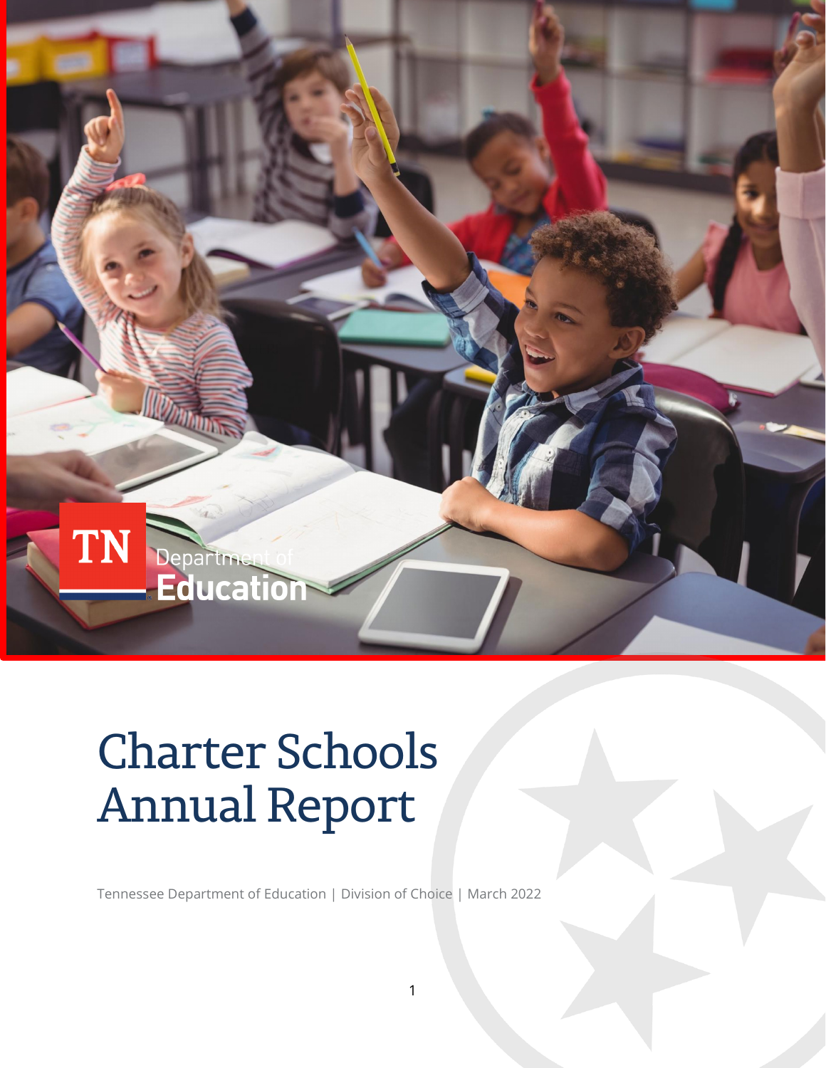TN Department of Education

# Charter Schools Annual Report

Tennessee Department of Education | Division of Choice | March 2022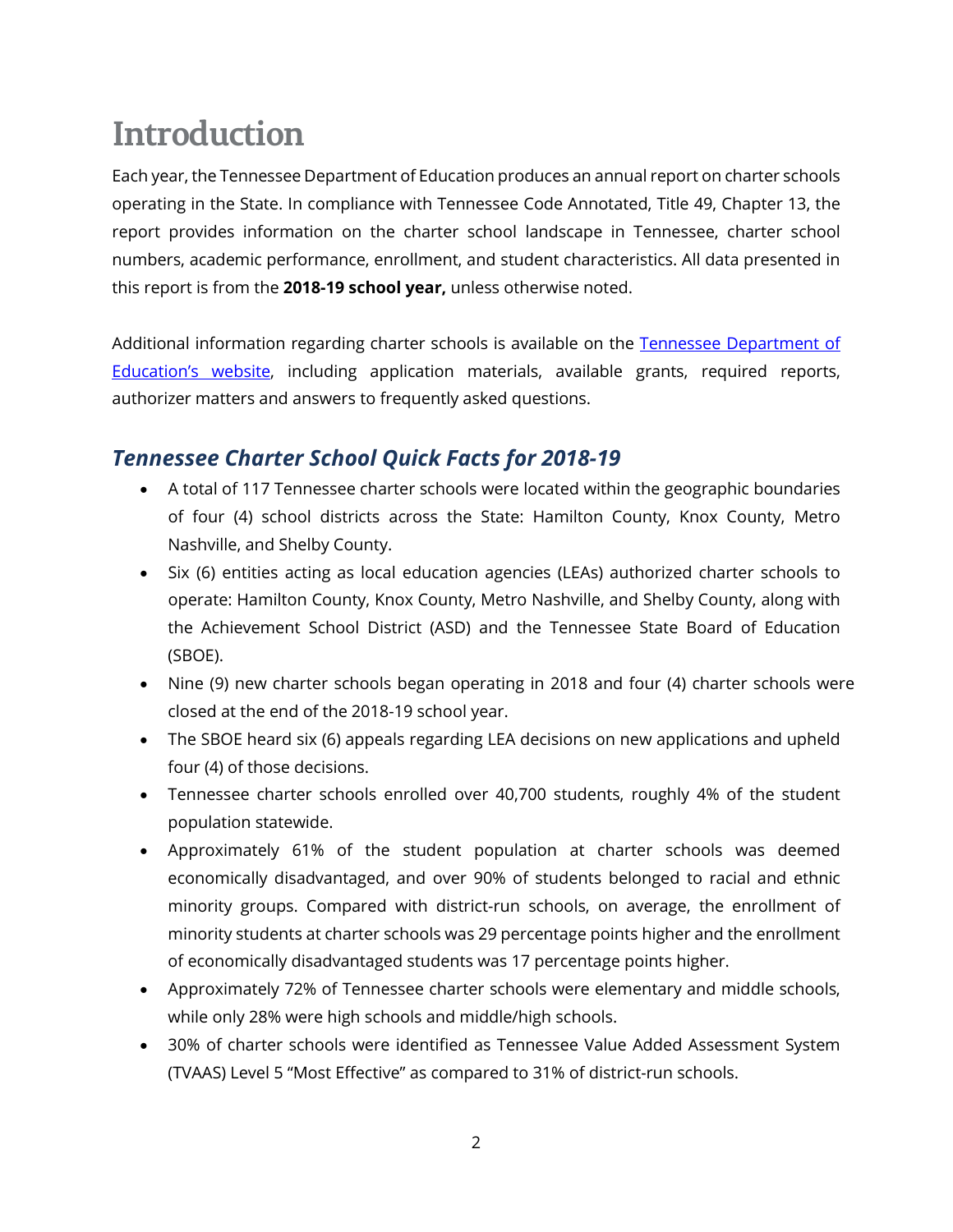# Introduction

Each year, the Tennessee Department of Education produces an annual report on charter schools operating in the State. In compliance with Tennessee Code Annotated, Title 49, Chapter 13, the report provides information on the charter school landscape in Tennessee, charter school numbers, academic performance, enrollment, and student characteristics. All data presented in this report is from the **2018-19 school year,** unless otherwise noted.

Additional information regarding charter schools is available on the [Tennessee Department of Education's website](), including application materials, available grants, required reports, authorizer matters and answers to frequently asked questions.

## *Tennessee Charter School Quick Facts for 2018-19*

- A total of 117 Tennessee charter schools were located within the geographic boundaries of four (4) school districts across the State: Hamilton County, Knox County, Metro Nashville, and Shelby County.
- Six (6) entities acting as local education agencies (LEAs) authorized charter schools to operate: Hamilton County, Knox County, Metro Nashville, and Shelby County, along with the Achievement School District (ASD) and the Tennessee State Board of Education (SBOE).
- Nine (9) new charter schools began operating in 2018 and four (4) charter schools were closed at the end of the 2018-19 school year.
- The SBOE heard six (6) appeals regarding LEA decisions on new applications and upheld four (4) of those decisions.
- Tennessee charter schools enrolled over 40,700 students, roughly 4% of the student population statewide.
- Approximately 61% of the student population at charter schools was deemed economically disadvantaged, and over 90% of students belonged to racial and ethnic minority groups. Compared with district-run schools, on average, the enrollment of minority students at charter schools was 29 percentage points higher and the enrollment of economically disadvantaged students was 17 percentage points higher.
- Approximately 72% of Tennessee charter schools were elementary and middle schools, while only 28% were high schools and middle/high schools.
- 30% of charter schools were identified as Tennessee Value Added Assessment System (TVAAS) Level 5 "Most Effective" as compared to 31% of district-run schools.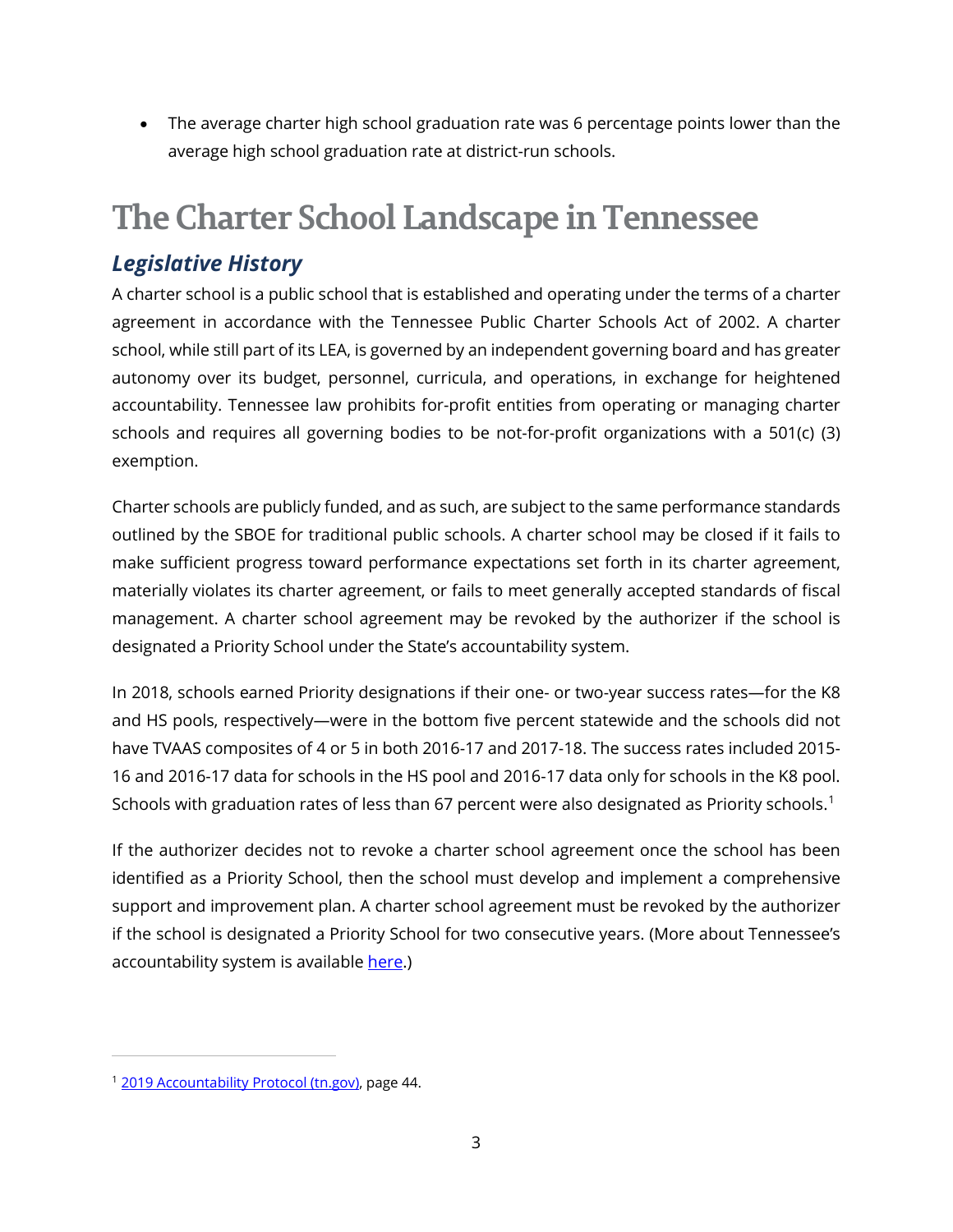- The average charter high school graduation rate was 6 percentage points lower than the average high school graduation rate at district-run schools.

# The Charter School Landscape in Tennessee

## *Legislative History*

A charter school is a public school that is established and operating under the terms of a charter agreement in accordance with the Tennessee Public Charter Schools Act of 2002. A charter school, while still part of its LEA, is governed by an independent governing board and has greater autonomy over its budget, personnel, curricula, and operations, in exchange for heightened accountability. Tennessee law prohibits for-profit entities from operating or managing charter schools and requires all governing bodies to be not-for-profit organizations with a 501(c) (3) exemption.

Charter schools are publicly funded, and as such, are subject to the same performance standards outlined by the SBOE for traditional public schools. A charter school may be closed if it fails to make sufficient progress toward performance expectations set forth in its charter agreement, materially violates its charter agreement, or fails to meet generally accepted standards of fiscal management. A charter school agreement may be revoked by the authorizer if the school is designated a Priority School under the State's accountability system.

In 2018, schools earned Priority designations if their one- or two-year success rates—for the K8 and HS pools, respectively—were in the bottom five percent statewide and the schools did not have TVAAS composites of 4 or 5 in both 2016-17 and 2017-18. The success rates included 2015-16 and 2016-17 data for schools in the HS pool and 2016-17 data only for schools in the K8 pool. Schools with graduation rates of less than 67 percent were also designated as Priority schools.[1]

If the authorizer decides not to revoke a charter school agreement once the school has been identified as a Priority School, then the school must develop and implement a comprehensive support and improvement plan. A charter school agreement must be revoked by the authorizer if the school is designated a Priority School for two consecutive years. (More about Tennessee's accountability system is available here.)

---

[1] 2019 Accountability Protocol (tn.gov), page 44.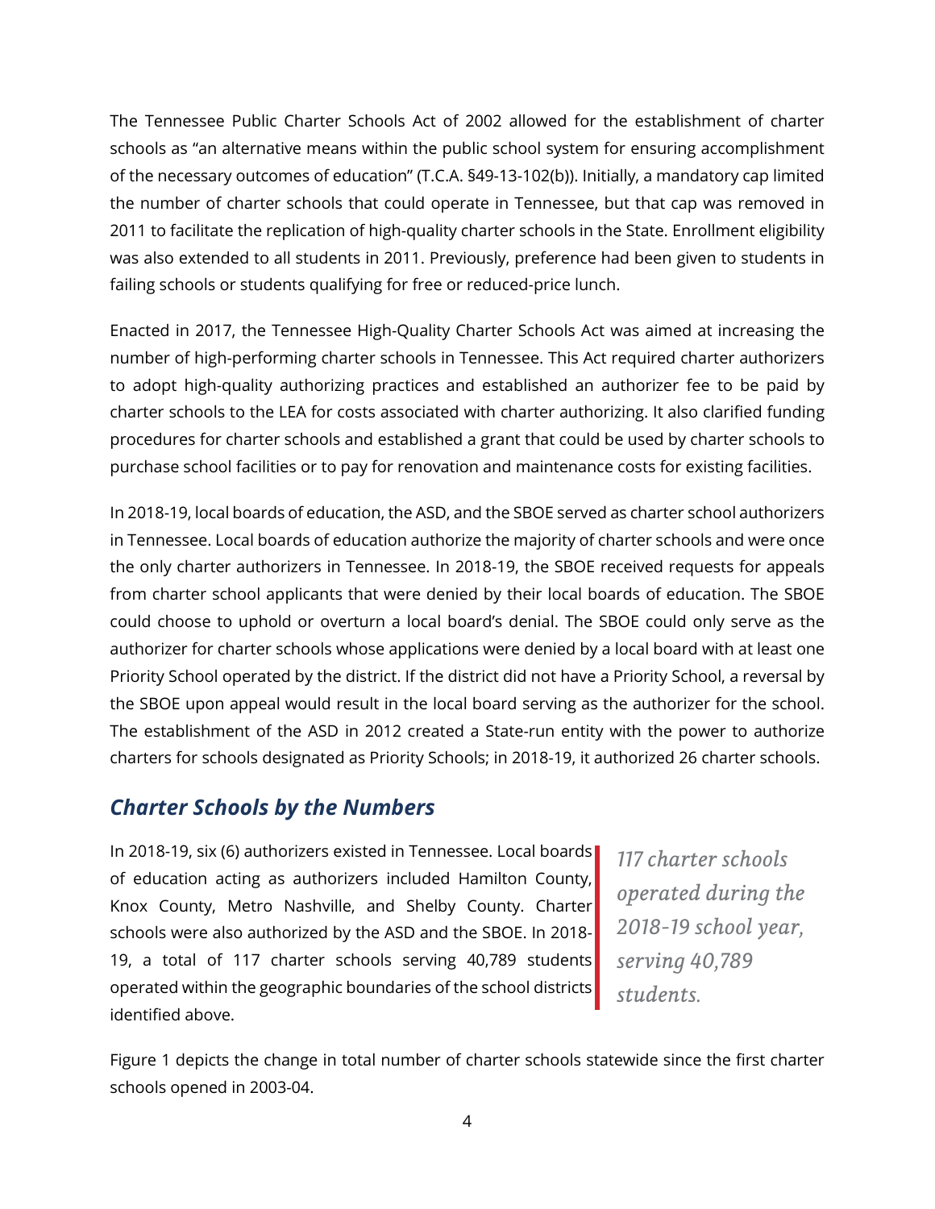The Tennessee Public Charter Schools Act of 2002 allowed for the establishment of charter schools as "an alternative means within the public school system for ensuring accomplishment of the necessary outcomes of education" (T.C.A. §49-13-102(b)). Initially, a mandatory cap limited the number of charter schools that could operate in Tennessee, but that cap was removed in 2011 to facilitate the replication of high-quality charter schools in the State. Enrollment eligibility was also extended to all students in 2011. Previously, preference had been given to students in failing schools or students qualifying for free or reduced-price lunch.

Enacted in 2017, the Tennessee High-Quality Charter Schools Act was aimed at increasing the number of high-performing charter schools in Tennessee. This Act required charter authorizers to adopt high-quality authorizing practices and established an authorizer fee to be paid by charter schools to the LEA for costs associated with charter authorizing. It also clarified funding procedures for charter schools and established a grant that could be used by charter schools to purchase school facilities or to pay for renovation and maintenance costs for existing facilities.

In 2018-19, local boards of education, the ASD, and the SBOE served as charter school authorizers in Tennessee. Local boards of education authorize the majority of charter schools and were once the only charter authorizers in Tennessee. In 2018-19, the SBOE received requests for appeals from charter school applicants that were denied by their local boards of education. The SBOE could choose to uphold or overturn a local board's denial. The SBOE could only serve as the authorizer for charter schools whose applications were denied by a local board with at least one Priority School operated by the district. If the district did not have a Priority School, a reversal by the SBOE upon appeal would result in the local board serving as the authorizer for the school. The establishment of the ASD in 2012 created a State-run entity with the power to authorize charters for schools designated as Priority Schools; in 2018-19, it authorized 26 charter schools.

## *Charter Schools by the Numbers*

In 2018-19, six (6) authorizers existed in Tennessee. Local boards of education acting as authorizers included Hamilton County, Knox County, Metro Nashville, and Shelby County. Charter schools were also authorized by the ASD and the SBOE. In 2018-19, a total of 117 charter schools serving 40,789 students operated within the geographic boundaries of the school districts identified above.

*117 charter schools operated during the 2018-19 school year, serving 40,789 students.*

Figure 1 depicts the change in total number of charter schools statewide since the first charter schools opened in 2003-04.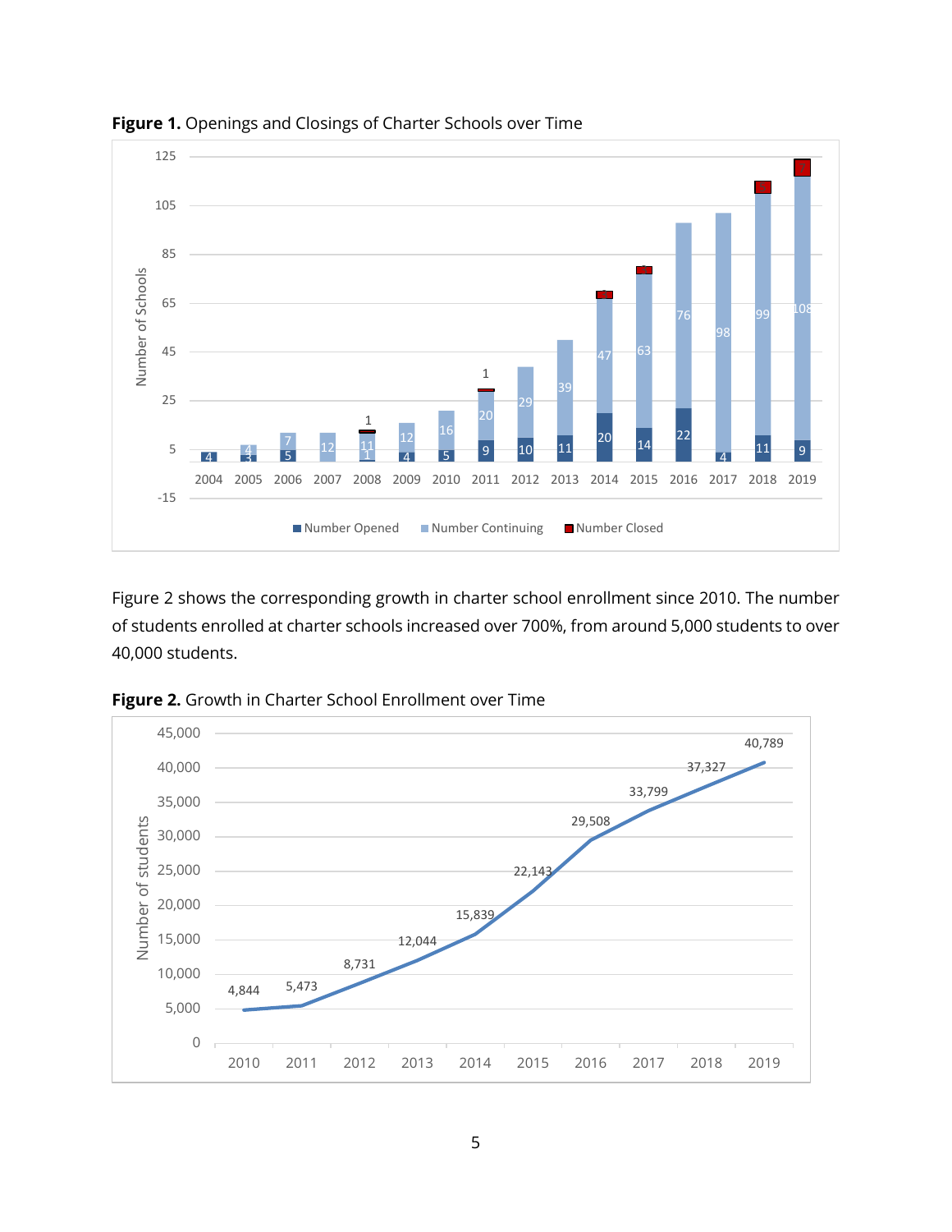**Figure 1.** Openings and Closings of Charter Schools over Time

Figure 2 shows the corresponding growth in charter school enrollment since 2010. The number of students enrolled at charter schools increased over 700%, from around 5,000 students to over 40,000 students.

**Figure 2.** Growth in Charter School Enrollment over Time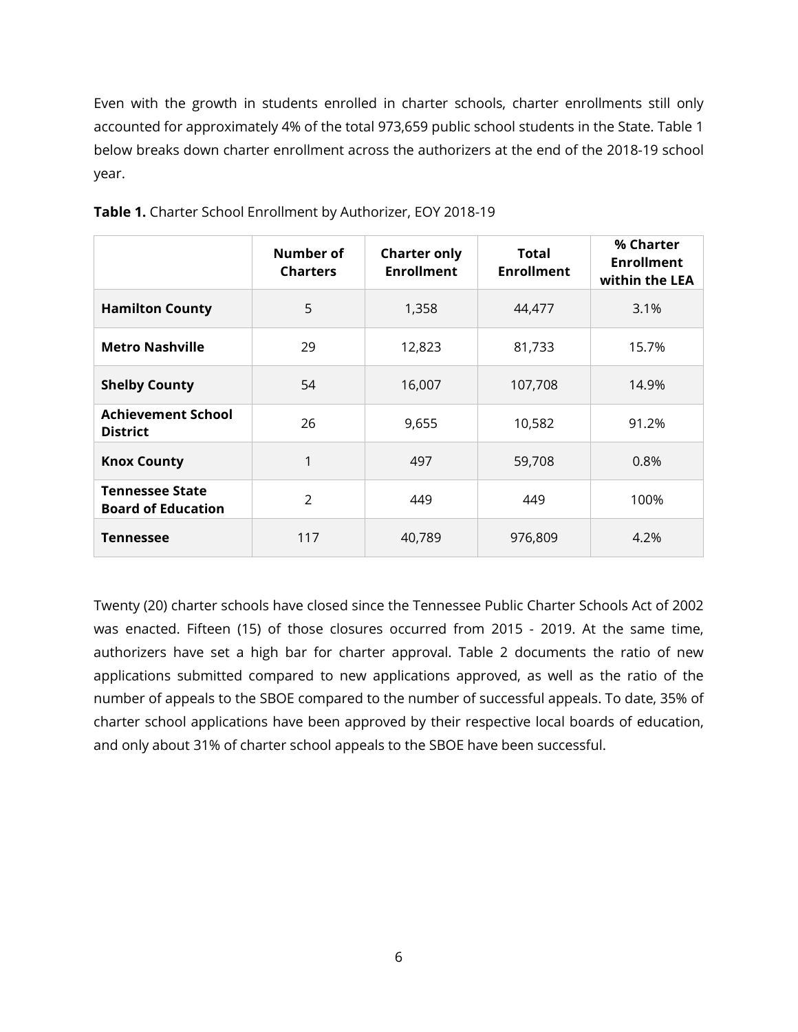Even with the growth in students enrolled in charter schools, charter enrollments still only accounted for approximately 4% of the total 973,659 public school students in the State. Table 1 below breaks down charter enrollment across the authorizers at the end of the 2018-19 school year.

**Table 1.** Charter School Enrollment by Authorizer, EOY 2018-19

| | Number of Charters | Charter only Enrollment | Total Enrollment | % Charter Enrollment within the LEA |
|---|---|---|---|---|
| **Hamilton County** | 5 | 1,358 | 44,477 | 3.1% |
| **Metro Nashville** | 29 | 12,823 | 81,733 | 15.7% |
| **Shelby County** | 54 | 16,007 | 107,708 | 14.9% |
| **Achievement School District** | 26 | 9,655 | 10,582 | 91.2% |
| **Knox County** | 1 | 497 | 59,708 | 0.8% |
| **Tennessee State Board of Education** | 2 | 449 | 449 | 100% |
| **Tennessee** | 117 | 40,789 | 976,809 | 4.2% |

Twenty (20) charter schools have closed since the Tennessee Public Charter Schools Act of 2002 was enacted. Fifteen (15) of those closures occurred from 2015 - 2019. At the same time, authorizers have set a high bar for charter approval. Table 2 documents the ratio of new applications submitted compared to new applications approved, as well as the ratio of the number of appeals to the SBOE compared to the number of successful appeals. To date, 35% of charter school applications have been approved by their respective local boards of education, and only about 31% of charter school appeals to the SBOE have been successful.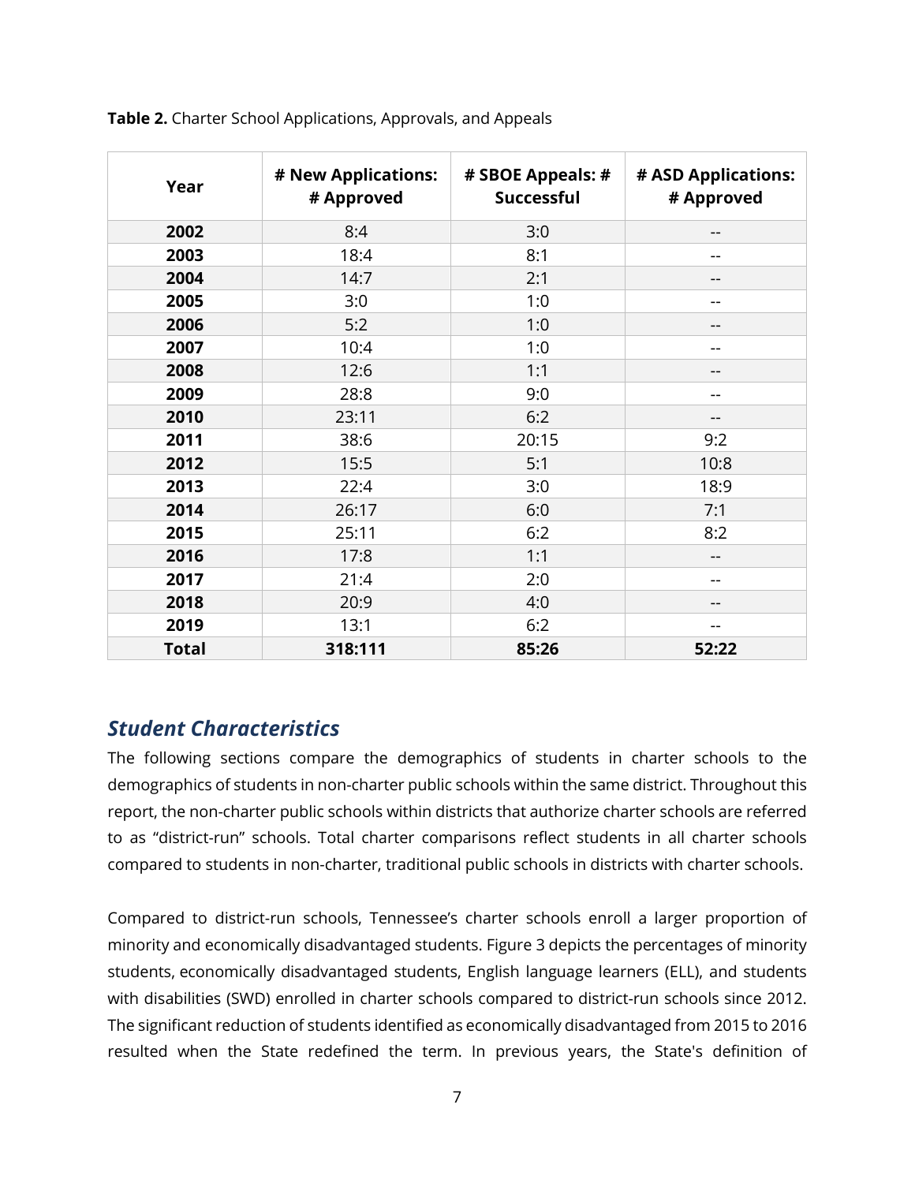**Table 2.** Charter School Applications, Approvals, and Appeals

| Year | # New Applications: # Approved | # SBOE Appeals: # Successful | # ASD Applications: # Approved |
|---|---|---|---|
| **2002** | 8:4 | 3:0 | -- |
| **2003** | 18:4 | 8:1 | -- |
| **2004** | 14:7 | 2:1 | -- |
| **2005** | 3:0 | 1:0 | -- |
| **2006** | 5:2 | 1:0 | -- |
| **2007** | 10:4 | 1:0 | -- |
| **2008** | 12:6 | 1:1 | -- |
| **2009** | 28:8 | 9:0 | -- |
| **2010** | 23:11 | 6:2 | -- |
| **2011** | 38:6 | 20:15 | 9:2 |
| **2012** | 15:5 | 5:1 | 10:8 |
| **2013** | 22:4 | 3:0 | 18:9 |
| **2014** | 26:17 | 6:0 | 7:1 |
| **2015** | 25:11 | 6:2 | 8:2 |
| **2016** | 17:8 | 1:1 | -- |
| **2017** | 21:4 | 2:0 | -- |
| **2018** | 20:9 | 4:0 | -- |
| **2019** | 13:1 | 6:2 | -- |
| **Total** | **318:111** | **85:26** | **52:22** |

## *Student Characteristics*

The following sections compare the demographics of students in charter schools to the demographics of students in non-charter public schools within the same district. Throughout this report, the non-charter public schools within districts that authorize charter schools are referred to as "district-run" schools. Total charter comparisons reflect students in all charter schools compared to students in non-charter, traditional public schools in districts with charter schools.

Compared to district-run schools, Tennessee's charter schools enroll a larger proportion of minority and economically disadvantaged students. Figure 3 depicts the percentages of minority students, economically disadvantaged students, English language learners (ELL), and students with disabilities (SWD) enrolled in charter schools compared to district-run schools since 2012. The significant reduction of students identified as economically disadvantaged from 2015 to 2016 resulted when the State redefined the term. In previous years, the State's definition of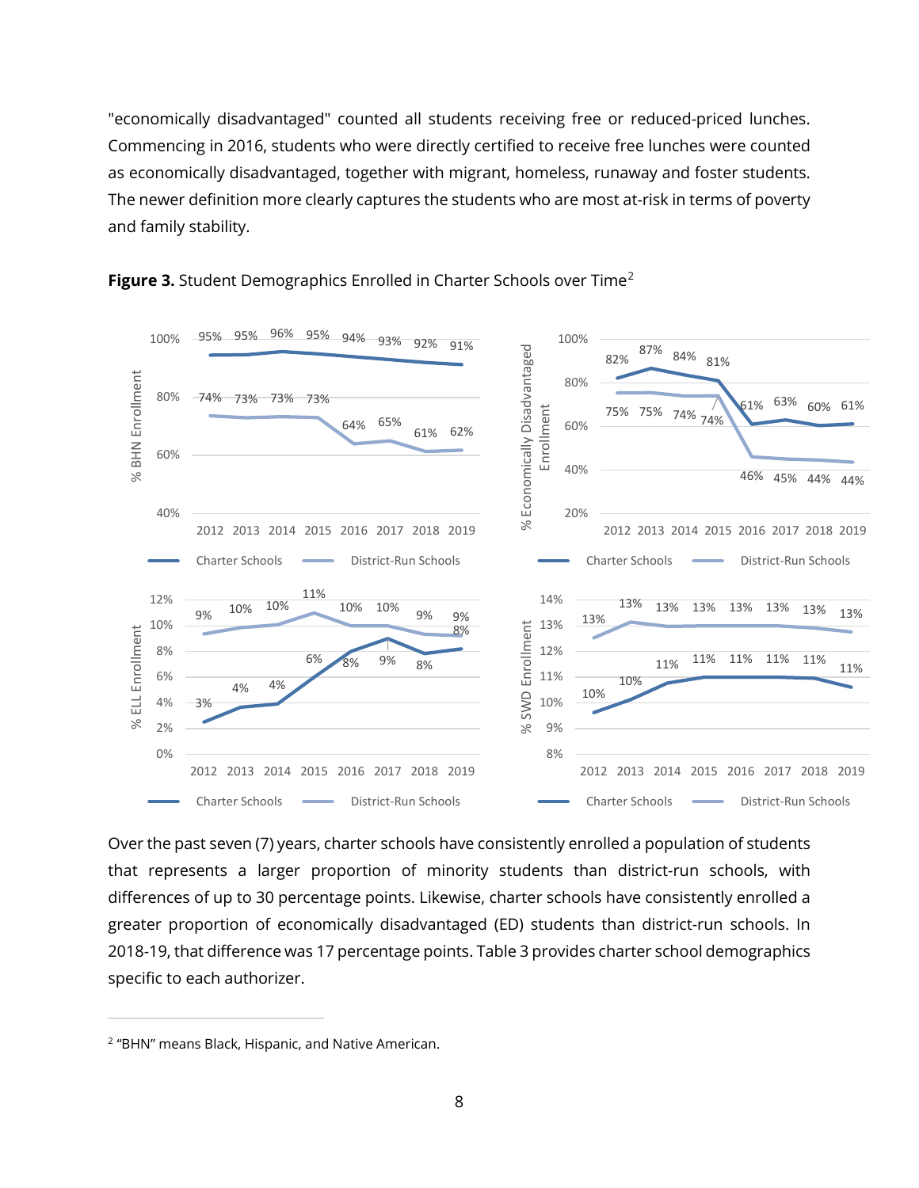"economically disadvantaged" counted all students receiving free or reduced-priced lunches. Commencing in 2016, students who were directly certified to receive free lunches were counted as economically disadvantaged, together with migrant, homeless, runaway and foster students. The newer definition more clearly captures the students who are most at-risk in terms of poverty and family stability.

**Figure 3.** Student Demographics Enrolled in Charter Schools over Time[2]

Over the past seven (7) years, charter schools have consistently enrolled a population of students that represents a larger proportion of minority students than district-run schools, with differences of up to 30 percentage points. Likewise, charter schools have consistently enrolled a greater proportion of economically disadvantaged (ED) students than district-run schools. In 2018-19, that difference was 17 percentage points. Table 3 provides charter school demographics specific to each authorizer.

[2] "BHN" means Black, Hispanic, and Native American.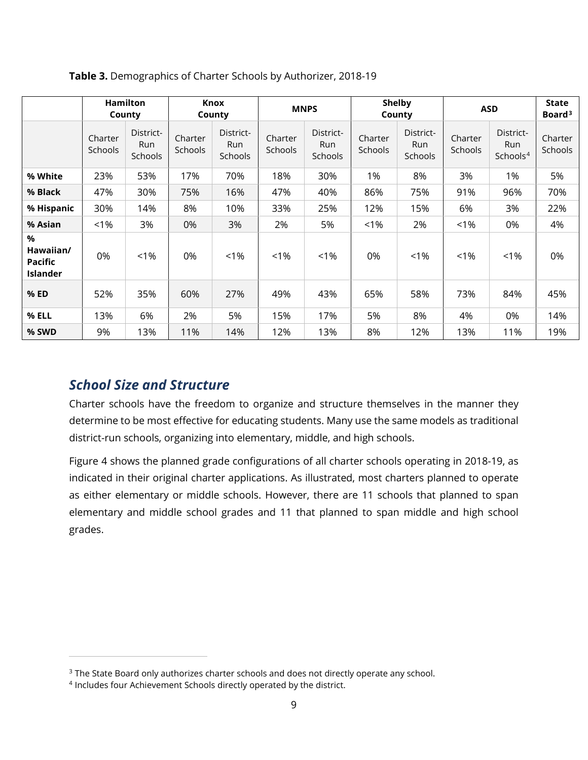**Table 3.** Demographics of Charter Schools by Authorizer, 2018-19

| | Hamilton County | | Knox County | | MNPS | | Shelby County | | ASD | | State Board[3] |
|---|---|---|---|---|---|---|---|---|---|---|---|
| | Charter Schools | District-Run Schools | Charter Schools | District-Run Schools | Charter Schools | District-Run Schools | Charter Schools | District-Run Schools | Charter Schools | District-Run Schools[4] | Charter Schools |
| **% White** | 23% | 53% | 17% | 70% | 18% | 30% | 1% | 8% | 3% | 1% | 5% |
| **% Black** | 47% | 30% | 75% | 16% | 47% | 40% | 86% | 75% | 91% | 96% | 70% |
| **% Hispanic** | 30% | 14% | 8% | 10% | 33% | 25% | 12% | 15% | 6% | 3% | 22% |
| **% Asian** | <1% | 3% | 0% | 3% | 2% | 5% | <1% | 2% | <1% | 0% | 4% |
| **% Hawaiian/ Pacific Islander** | 0% | <1% | 0% | <1% | <1% | <1% | 0% | <1% | <1% | <1% | 0% |
| **% ED** | 52% | 35% | 60% | 27% | 49% | 43% | 65% | 58% | 73% | 84% | 45% |
| **% ELL** | 13% | 6% | 2% | 5% | 15% | 17% | 5% | 8% | 4% | 0% | 14% |
| **% SWD** | 9% | 13% | 11% | 14% | 12% | 13% | 8% | 12% | 13% | 11% | 19% |

## *School Size and Structure*

Charter schools have the freedom to organize and structure themselves in the manner they determine to be most effective for educating students. Many use the same models as traditional district-run schools, organizing into elementary, middle, and high schools.

Figure 4 shows the planned grade configurations of all charter schools operating in 2018-19, as indicated in their original charter applications. As illustrated, most charters planned to operate as either elementary or middle schools. However, there are 11 schools that planned to span elementary and middle school grades and 11 that planned to span middle and high school grades.

[3] The State Board only authorizes charter schools and does not directly operate any school.

[4] Includes four Achievement Schools directly operated by the district.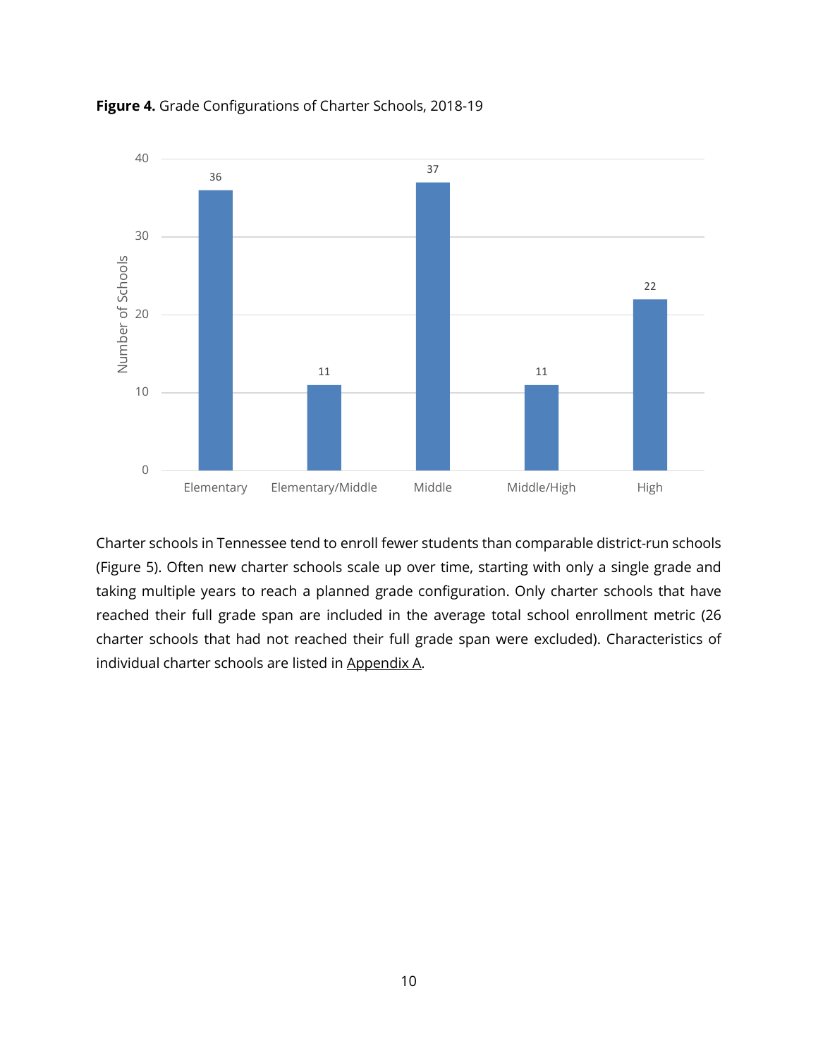**Figure 4.** Grade Configurations of Charter Schools, 2018-19

| Grade Configuration | Number of Schools |
| --- | --- |
| Elementary | 36 |
| Elementary/Middle | 11 |
| Middle | 37 |
| Middle/High | 11 |
| High | 22 |

Charter schools in Tennessee tend to enroll fewer students than comparable district-run schools (Figure 5). Often new charter schools scale up over time, starting with only a single grade and taking multiple years to reach a planned grade configuration. Only charter schools that have reached their full grade span are included in the average total school enrollment metric (26 charter schools that had not reached their full grade span were excluded). Characteristics of individual charter schools are listed in Appendix A.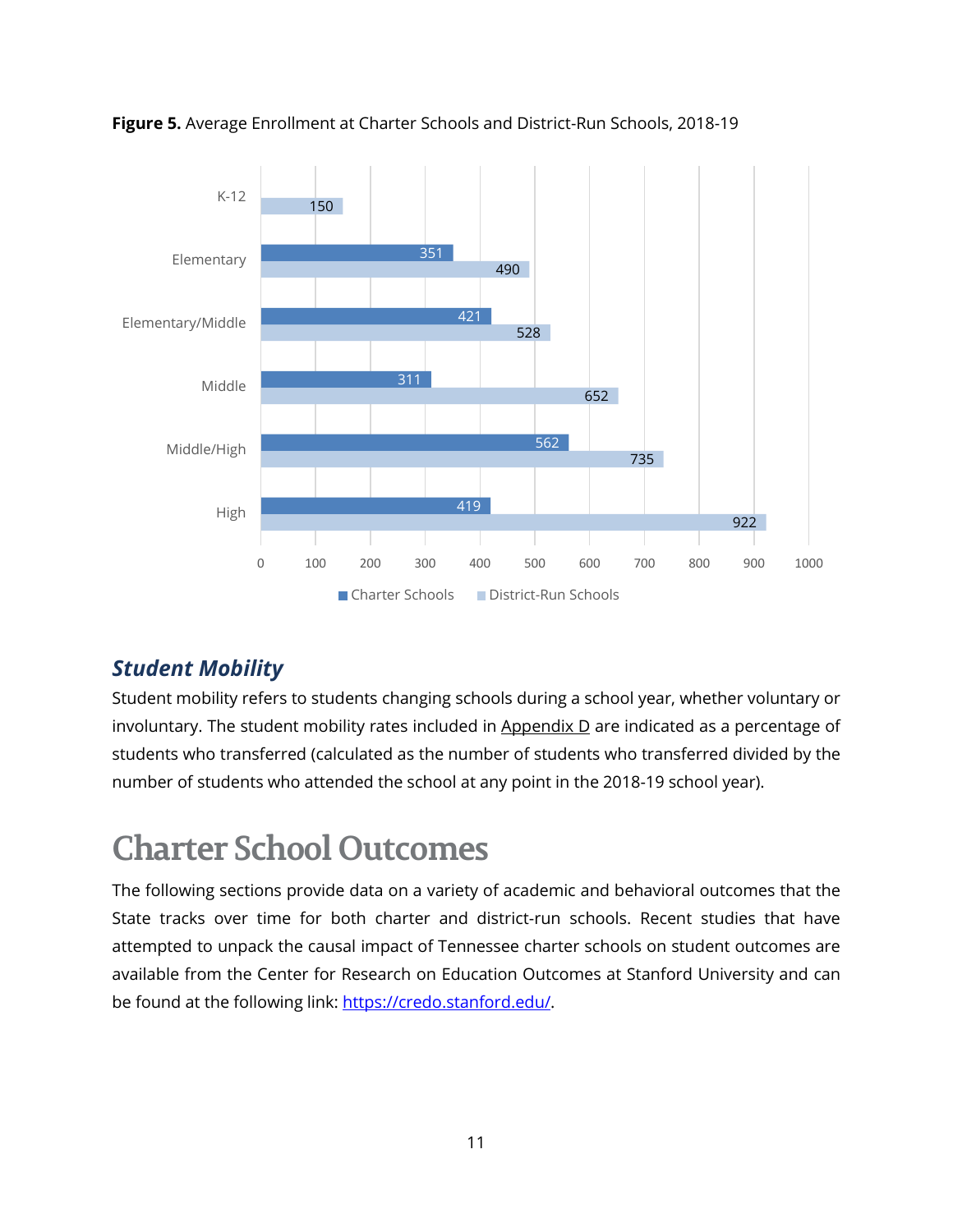**Figure 5.** Average Enrollment at Charter Schools and District-Run Schools, 2018-19

| School Type | Charter Schools | District-Run Schools |
|---|---|---|
| K-12 | | 150 |
| Elementary | 351 | 490 |
| Elementary/Middle | 421 | 528 |
| Middle | 311 | 652 |
| Middle/High | 562 | 735 |
| High | 419 | 922 |

### *Student Mobility*

Student mobility refers to students changing schools during a school year, whether voluntary or involuntary. The student mobility rates included in Appendix D are indicated as a percentage of students who transferred (calculated as the number of students who transferred divided by the number of students who attended the school at any point in the 2018-19 school year).

# Charter School Outcomes

The following sections provide data on a variety of academic and behavioral outcomes that the State tracks over time for both charter and district-run schools. Recent studies that have attempted to unpack the causal impact of Tennessee charter schools on student outcomes are available from the Center for Research on Education Outcomes at Stanford University and can be found at the following link: https://credo.stanford.edu/.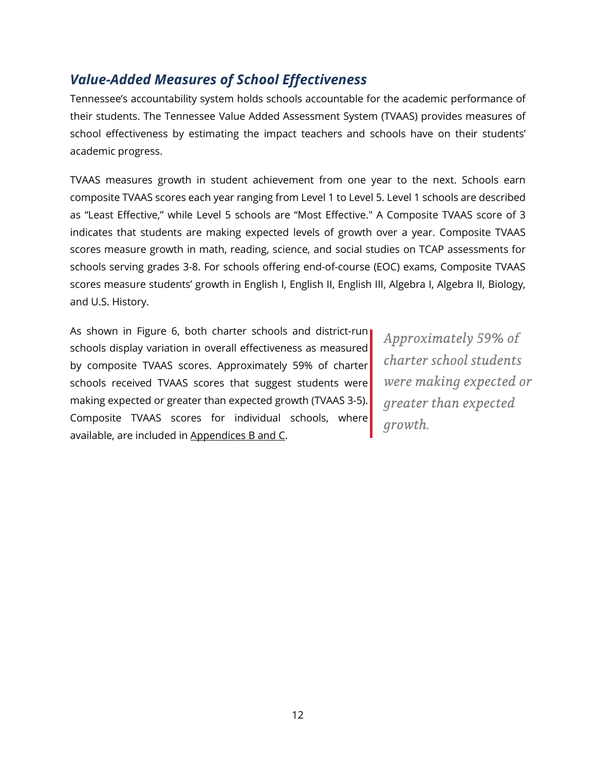## *Value-Added Measures of School Effectiveness*

Tennessee's accountability system holds schools accountable for the academic performance of their students. The Tennessee Value Added Assessment System (TVAAS) provides measures of school effectiveness by estimating the impact teachers and schools have on their students' academic progress.

TVAAS measures growth in student achievement from one year to the next. Schools earn composite TVAAS scores each year ranging from Level 1 to Level 5. Level 1 schools are described as "Least Effective," while Level 5 schools are "Most Effective." A Composite TVAAS score of 3 indicates that students are making expected levels of growth over a year. Composite TVAAS scores measure growth in math, reading, science, and social studies on TCAP assessments for schools serving grades 3-8. For schools offering end-of-course (EOC) exams, Composite TVAAS scores measure students' growth in English I, English II, English III, Algebra I, Algebra II, Biology, and U.S. History.

As shown in Figure 6, both charter schools and district-run schools display variation in overall effectiveness as measured by composite TVAAS scores. Approximately 59% of charter schools received TVAAS scores that suggest students were making expected or greater than expected growth (TVAAS 3-5). Composite TVAAS scores for individual schools, where available, are included in Appendices B and C.

> *Approximately 59% of charter school students were making expected or greater than expected growth.*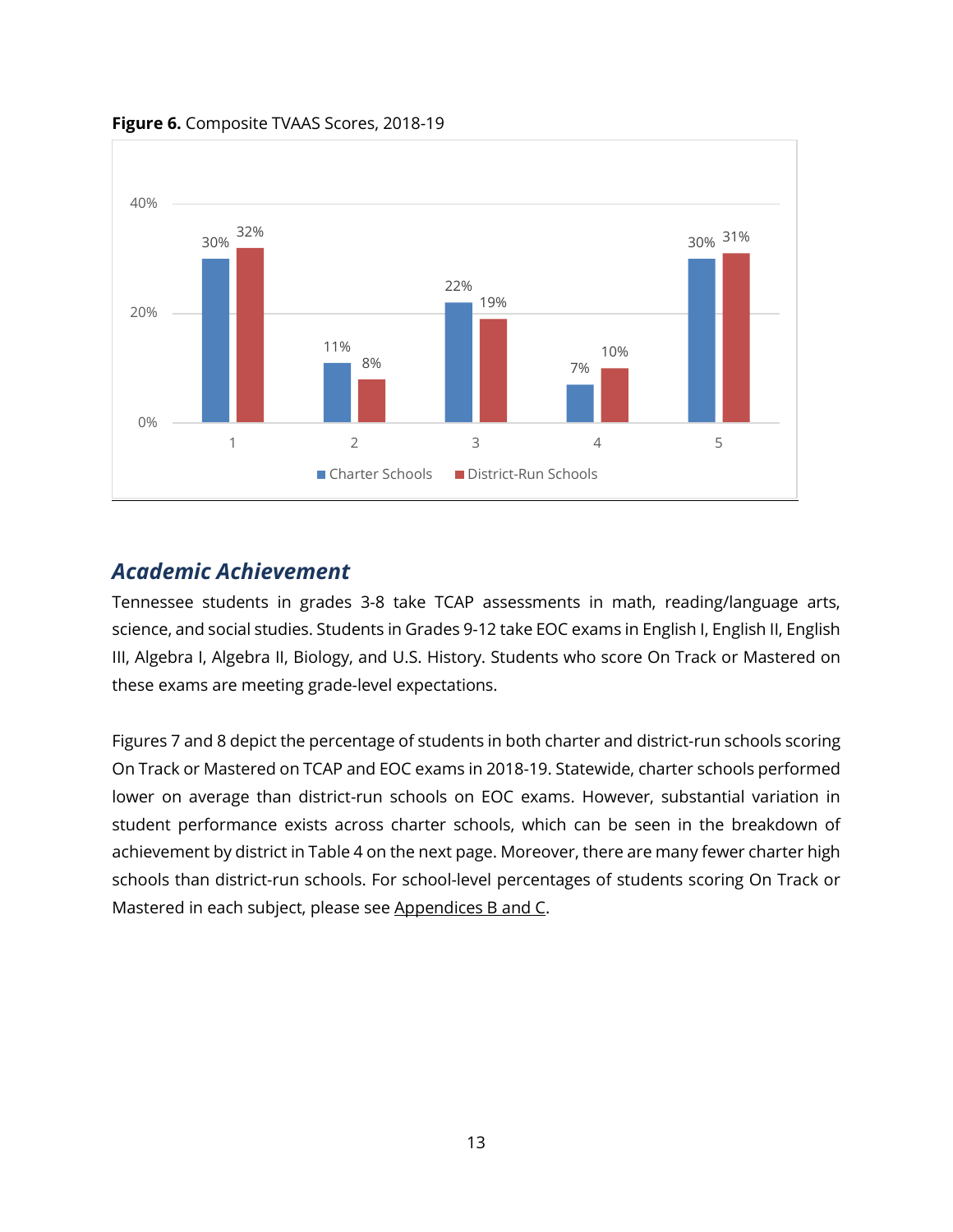**Figure 6.** Composite TVAAS Scores, 2018-19

| | 1 | 2 | 3 | 4 | 5 |
|---|---|---|---|---|---|
| Charter Schools | 30% | 11% | 22% | 7% | 30% |
| District-Run Schools | 32% | 8% | 19% | 10% | 31% |

## *Academic Achievement*

Tennessee students in grades 3-8 take TCAP assessments in math, reading/language arts, science, and social studies. Students in Grades 9-12 take EOC exams in English I, English II, English III, Algebra I, Algebra II, Biology, and U.S. History. Students who score On Track or Mastered on these exams are meeting grade-level expectations.

Figures 7 and 8 depict the percentage of students in both charter and district-run schools scoring On Track or Mastered on TCAP and EOC exams in 2018-19. Statewide, charter schools performed lower on average than district-run schools on EOC exams. However, substantial variation in student performance exists across charter schools, which can be seen in the breakdown of achievement by district in Table 4 on the next page. Moreover, there are many fewer charter high schools than district-run schools. For school-level percentages of students scoring On Track or Mastered in each subject, please see Appendices B and C.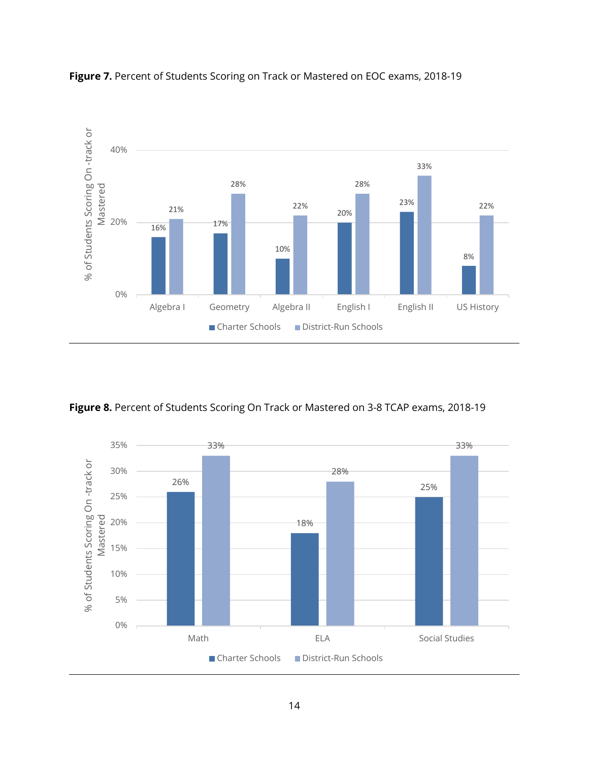**Figure 7.** Percent of Students Scoring on Track or Mastered on EOC exams, 2018-19

| | Algebra I | Geometry | Algebra II | English I | English II | US History |
|---|---|---|---|---|---|---|
| Charter Schools | 16% | 17% | 10% | 20% | 23% | 8% |
| District-Run Schools | 21% | 28% | 22% | 28% | 33% | 22% |

**Figure 8.** Percent of Students Scoring On Track or Mastered on 3-8 TCAP exams, 2018-19

| | Math | ELA | Social Studies |
|---|---|---|---|
| Charter Schools | 26% | 18% | 25% |
| District-Run Schools | 33% | 28% | 33% |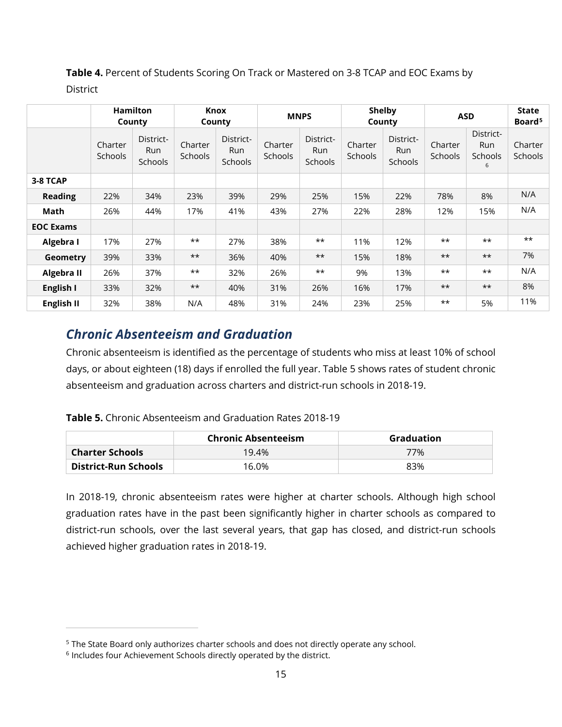**Table 4.** Percent of Students Scoring On Track or Mastered on 3-8 TCAP and EOC Exams by District

| | Hamilton County | | Knox County | | MNPS | | Shelby County | | ASD | | State Board[5] |
|---|---|---|---|---|---|---|---|---|---|---|---|
| | Charter Schools | District-Run Schools | Charter Schools | District-Run Schools | Charter Schools | District-Run Schools | Charter Schools | District-Run Schools | Charter Schools | District-Run Schools[6] | Charter Schools |
| **3-8 TCAP** | | | | | | | | | | | |
| **Reading** | 22% | 34% | 23% | 39% | 29% | 25% | 15% | 22% | 78% | 8% | N/A |
| **Math** | 26% | 44% | 17% | 41% | 43% | 27% | 22% | 28% | 12% | 15% | N/A |
| **EOC Exams** | | | | | | | | | | | |
| **Algebra I** | 17% | 27% | ** | 27% | 38% | ** | 11% | 12% | ** | ** | ** |
| **Geometry** | 39% | 33% | ** | 36% | 40% | ** | 15% | 18% | ** | ** | 7% |
| **Algebra II** | 26% | 37% | ** | 32% | 26% | ** | 9% | 13% | ** | ** | N/A |
| **English I** | 33% | 32% | ** | 40% | 31% | 26% | 16% | 17% | ** | ** | 8% |
| **English II** | 32% | 38% | N/A | 48% | 31% | 24% | 23% | 25% | ** | 5% | 11% |

## *Chronic Absenteeism and Graduation*

Chronic absenteeism is identified as the percentage of students who miss at least 10% of school days, or about eighteen (18) days if enrolled the full year. Table 5 shows rates of student chronic absenteeism and graduation across charters and district-run schools in 2018-19.

**Table 5.** Chronic Absenteeism and Graduation Rates 2018-19

| | Chronic Absenteeism | Graduation |
|---|---|---|
| **Charter Schools** | 19.4% | 77% |
| **District-Run Schools** | 16.0% | 83% |

In 2018-19, chronic absenteeism rates were higher at charter schools. Although high school graduation rates have in the past been significantly higher in charter schools as compared to district-run schools, over the last several years, that gap has closed, and district-run schools achieved higher graduation rates in 2018-19.

[5] The State Board only authorizes charter schools and does not directly operate any school.

[6] Includes four Achievement Schools directly operated by the district.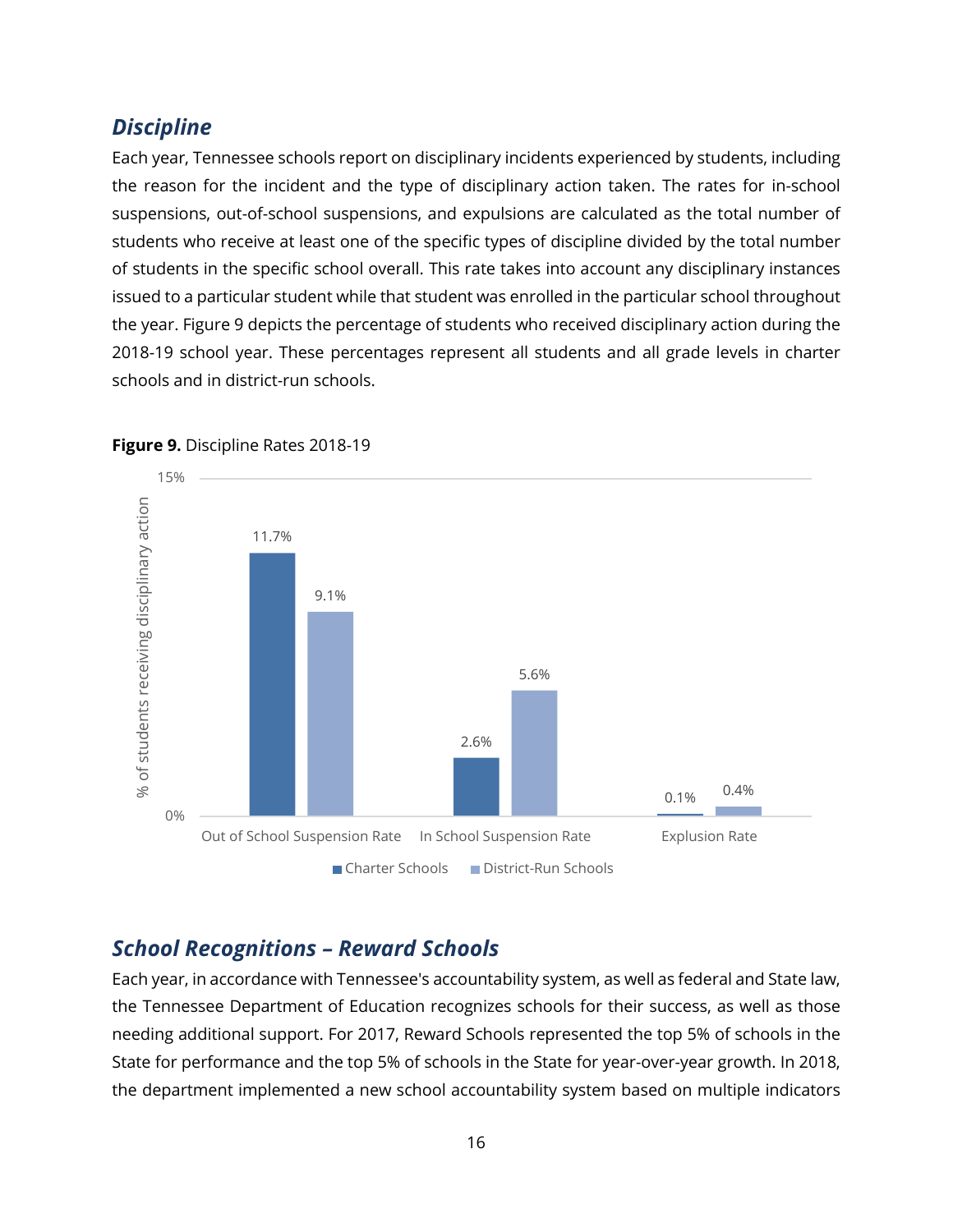## *Discipline*

Each year, Tennessee schools report on disciplinary incidents experienced by students, including the reason for the incident and the type of disciplinary action taken. The rates for in-school suspensions, out-of-school suspensions, and expulsions are calculated as the total number of students who receive at least one of the specific types of discipline divided by the total number of students in the specific school overall. This rate takes into account any disciplinary instances issued to a particular student while that student was enrolled in the particular school throughout the year. Figure 9 depicts the percentage of students who received disciplinary action during the 2018-19 school year. These percentages represent all students and all grade levels in charter schools and in district-run schools.

**Figure 9.** Discipline Rates 2018-19

| % of students receiving disciplinary action | Charter Schools | District-Run Schools |
|---|---|---|
| Out of School Suspension Rate | 11.7% | 9.1% |
| In School Suspension Rate | 2.6% | 5.6% |
| Explusion Rate | 0.1% | 0.4% |

## *School Recognitions – Reward Schools*

Each year, in accordance with Tennessee's accountability system, as well as federal and State law, the Tennessee Department of Education recognizes schools for their success, as well as those needing additional support. For 2017, Reward Schools represented the top 5% of schools in the State for performance and the top 5% of schools in the State for year-over-year growth. In 2018, the department implemented a new school accountability system based on multiple indicators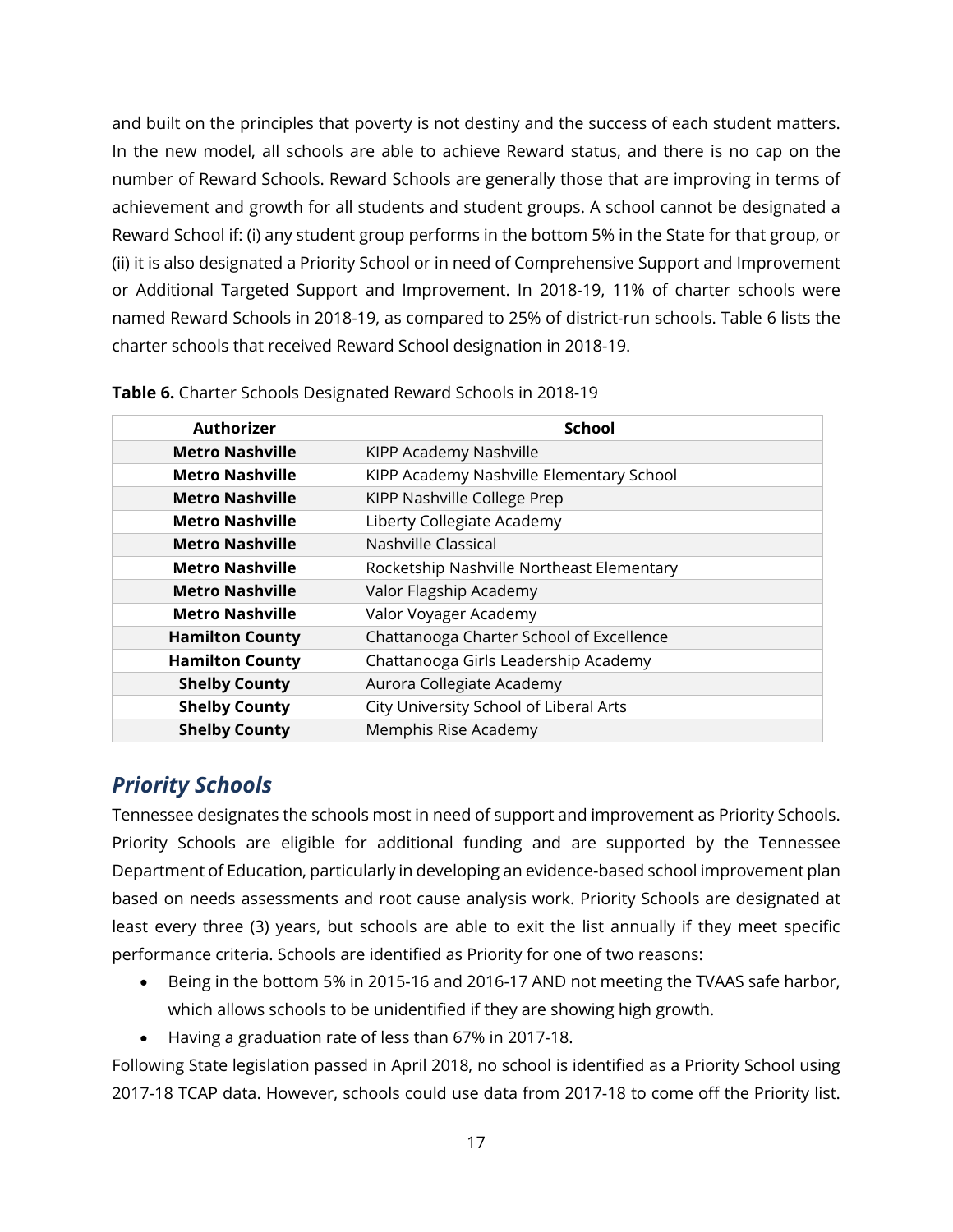and built on the principles that poverty is not destiny and the success of each student matters. In the new model, all schools are able to achieve Reward status, and there is no cap on the number of Reward Schools. Reward Schools are generally those that are improving in terms of achievement and growth for all students and student groups. A school cannot be designated a Reward School if: (i) any student group performs in the bottom 5% in the State for that group, or (ii) it is also designated a Priority School or in need of Comprehensive Support and Improvement or Additional Targeted Support and Improvement. In 2018-19, 11% of charter schools were named Reward Schools in 2018-19, as compared to 25% of district-run schools. Table 6 lists the charter schools that received Reward School designation in 2018-19.

**Table 6.** Charter Schools Designated Reward Schools in 2018-19

| Authorizer | School |
|---|---|
| **Metro Nashville** | KIPP Academy Nashville |
| **Metro Nashville** | KIPP Academy Nashville Elementary School |
| **Metro Nashville** | KIPP Nashville College Prep |
| **Metro Nashville** | Liberty Collegiate Academy |
| **Metro Nashville** | Nashville Classical |
| **Metro Nashville** | Rocketship Nashville Northeast Elementary |
| **Metro Nashville** | Valor Flagship Academy |
| **Metro Nashville** | Valor Voyager Academy |
| **Hamilton County** | Chattanooga Charter School of Excellence |
| **Hamilton County** | Chattanooga Girls Leadership Academy |
| **Shelby County** | Aurora Collegiate Academy |
| **Shelby County** | City University School of Liberal Arts |
| **Shelby County** | Memphis Rise Academy |

## *Priority Schools*

Tennessee designates the schools most in need of support and improvement as Priority Schools. Priority Schools are eligible for additional funding and are supported by the Tennessee Department of Education, particularly in developing an evidence-based school improvement plan based on needs assessments and root cause analysis work. Priority Schools are designated at least every three (3) years, but schools are able to exit the list annually if they meet specific performance criteria. Schools are identified as Priority for one of two reasons:

- Being in the bottom 5% in 2015-16 and 2016-17 AND not meeting the TVAAS safe harbor, which allows schools to be unidentified if they are showing high growth.
- Having a graduation rate of less than 67% in 2017-18.

Following State legislation passed in April 2018, no school is identified as a Priority School using 2017-18 TCAP data. However, schools could use data from 2017-18 to come off the Priority list.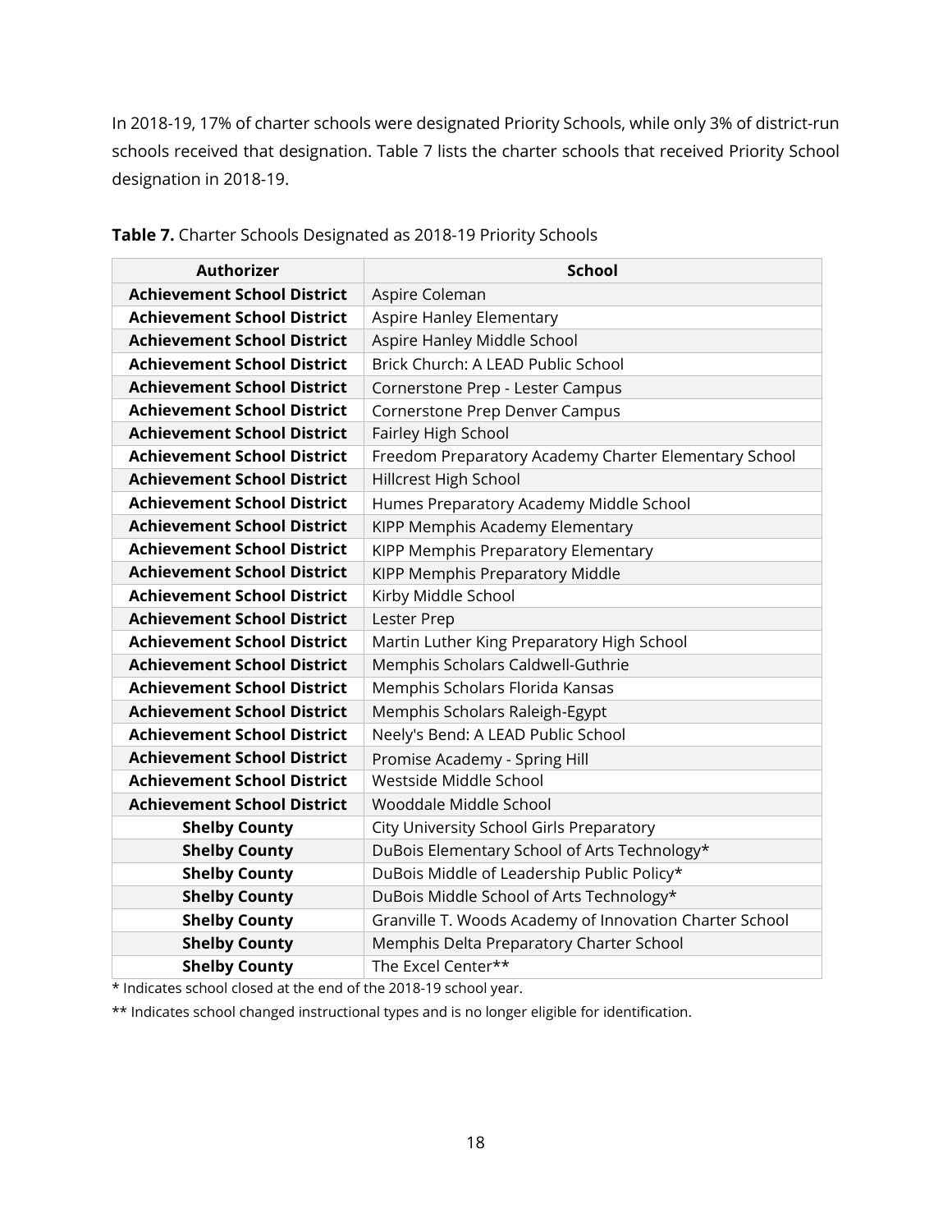In 2018-19, 17% of charter schools were designated Priority Schools, while only 3% of district-run schools received that designation. Table 7 lists the charter schools that received Priority School designation in 2018-19.

**Table 7.** Charter Schools Designated as 2018-19 Priority Schools

| Authorizer | School |
|---|---|
| **Achievement School District** | Aspire Coleman |
| **Achievement School District** | Aspire Hanley Elementary |
| **Achievement School District** | Aspire Hanley Middle School |
| **Achievement School District** | Brick Church: A LEAD Public School |
| **Achievement School District** | Cornerstone Prep - Lester Campus |
| **Achievement School District** | Cornerstone Prep Denver Campus |
| **Achievement School District** | Fairley High School |
| **Achievement School District** | Freedom Preparatory Academy Charter Elementary School |
| **Achievement School District** | Hillcrest High School |
| **Achievement School District** | Humes Preparatory Academy Middle School |
| **Achievement School District** | KIPP Memphis Academy Elementary |
| **Achievement School District** | KIPP Memphis Preparatory Elementary |
| **Achievement School District** | KIPP Memphis Preparatory Middle |
| **Achievement School District** | Kirby Middle School |
| **Achievement School District** | Lester Prep |
| **Achievement School District** | Martin Luther King Preparatory High School |
| **Achievement School District** | Memphis Scholars Caldwell-Guthrie |
| **Achievement School District** | Memphis Scholars Florida Kansas |
| **Achievement School District** | Memphis Scholars Raleigh-Egypt |
| **Achievement School District** | Neely's Bend: A LEAD Public School |
| **Achievement School District** | Promise Academy - Spring Hill |
| **Achievement School District** | Westside Middle School |
| **Achievement School District** | Wooddale Middle School |
| **Shelby County** | City University School Girls Preparatory |
| **Shelby County** | DuBois Elementary School of Arts Technology* |
| **Shelby County** | DuBois Middle of Leadership Public Policy* |
| **Shelby County** | DuBois Middle School of Arts Technology* |
| **Shelby County** | Granville T. Woods Academy of Innovation Charter School |
| **Shelby County** | Memphis Delta Preparatory Charter School |
| **Shelby County** | The Excel Center** |

* Indicates school closed at the end of the 2018-19 school year.

** Indicates school changed instructional types and is no longer eligible for identification.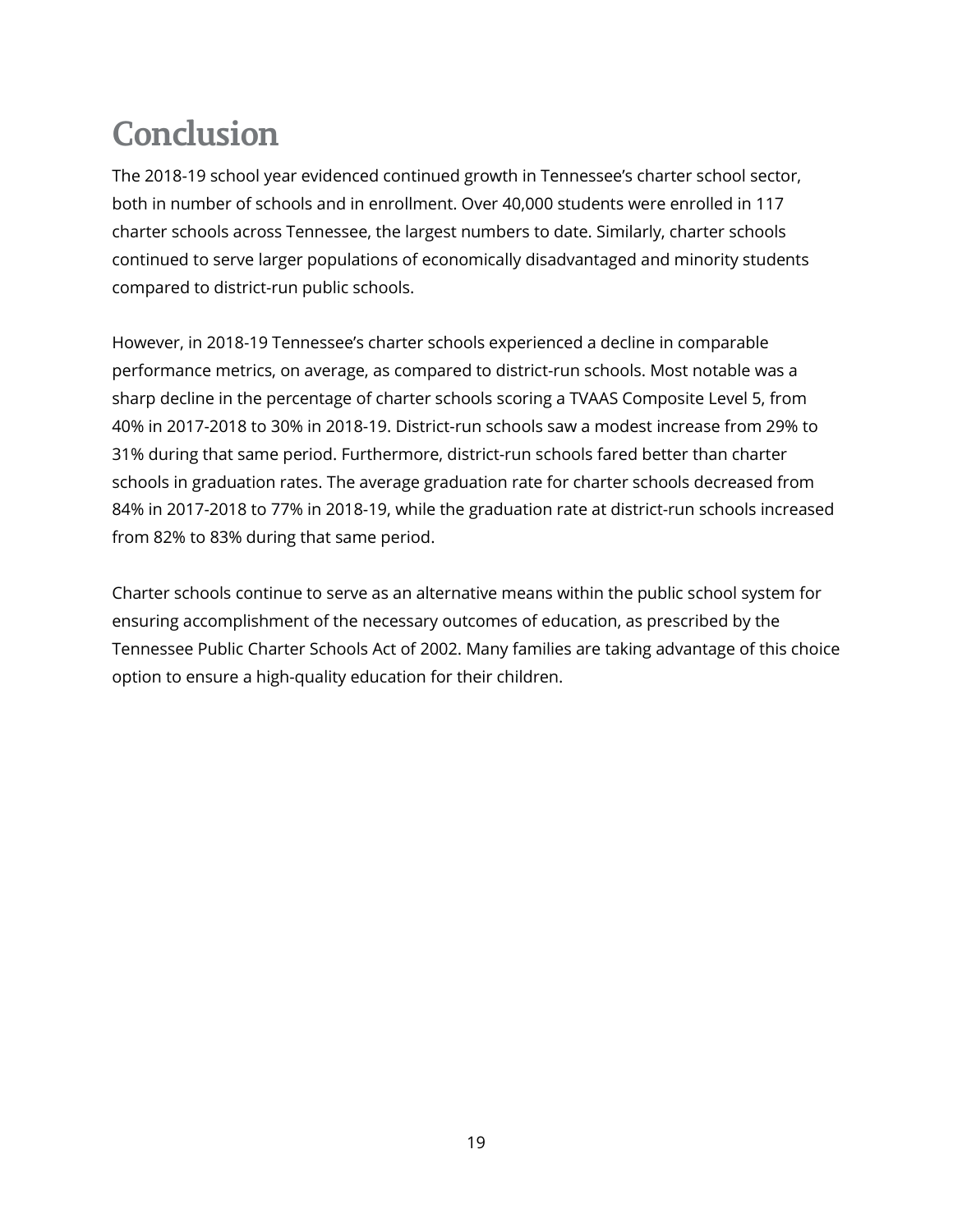# Conclusion

The 2018-19 school year evidenced continued growth in Tennessee's charter school sector, both in number of schools and in enrollment. Over 40,000 students were enrolled in 117 charter schools across Tennessee, the largest numbers to date. Similarly, charter schools continued to serve larger populations of economically disadvantaged and minority students compared to district-run public schools.

However, in 2018-19 Tennessee's charter schools experienced a decline in comparable performance metrics, on average, as compared to district-run schools. Most notable was a sharp decline in the percentage of charter schools scoring a TVAAS Composite Level 5, from 40% in 2017-2018 to 30% in 2018-19. District-run schools saw a modest increase from 29% to 31% during that same period. Furthermore, district-run schools fared better than charter schools in graduation rates. The average graduation rate for charter schools decreased from 84% in 2017-2018 to 77% in 2018-19, while the graduation rate at district-run schools increased from 82% to 83% during that same period.

Charter schools continue to serve as an alternative means within the public school system for ensuring accomplishment of the necessary outcomes of education, as prescribed by the Tennessee Public Charter Schools Act of 2002. Many families are taking advantage of this choice option to ensure a high-quality education for their children.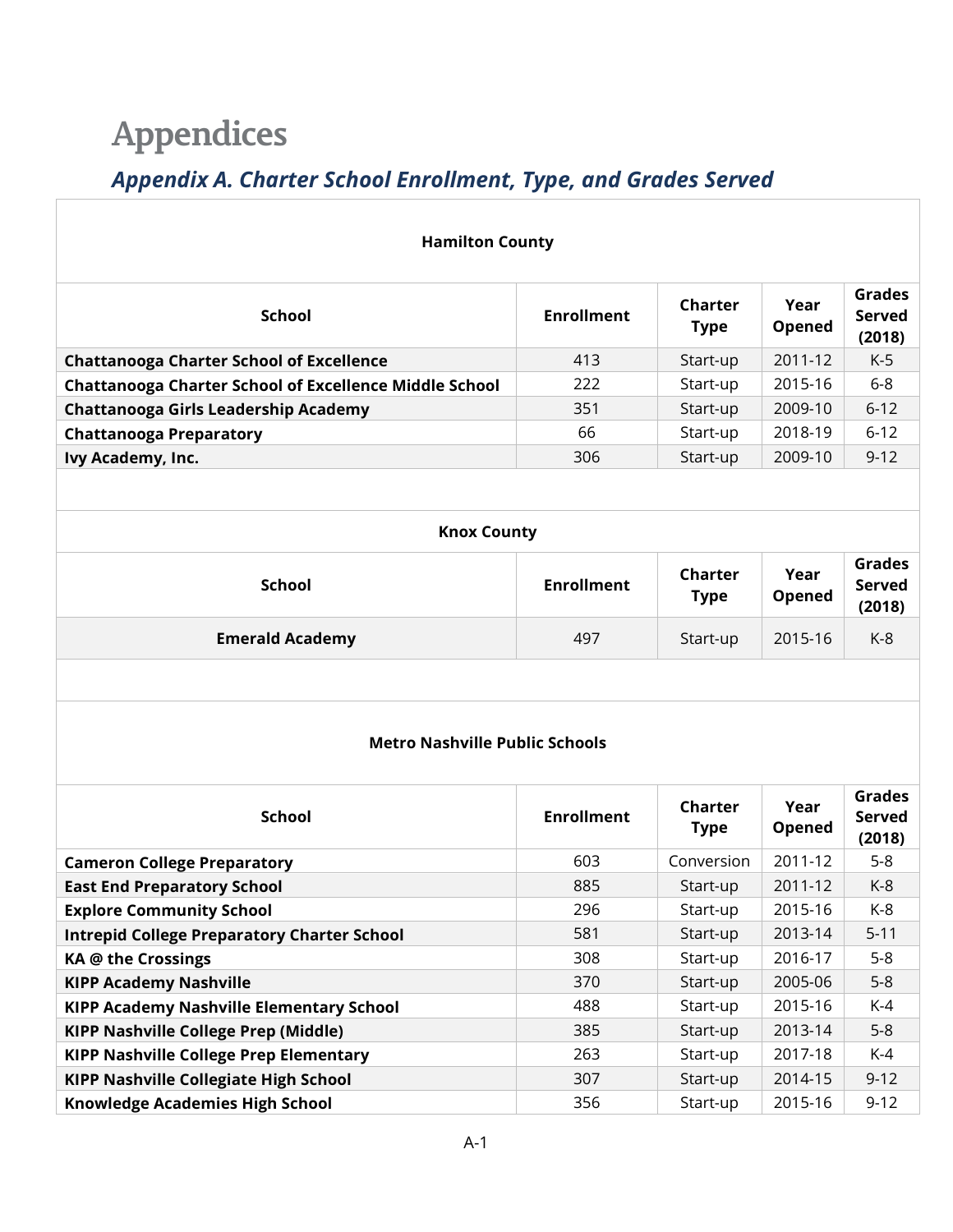# Appendices

## *Appendix A. Charter School Enrollment, Type, and Grades Served*

**Hamilton County**

| School | Enrollment | Charter Type | Year Opened | Grades Served (2018) |
|---|---|---|---|---|
| **Chattanooga Charter School of Excellence** | 413 | Start-up | 2011-12 | K-5 |
| **Chattanooga Charter School of Excellence Middle School** | 222 | Start-up | 2015-16 | 6-8 |
| **Chattanooga Girls Leadership Academy** | 351 | Start-up | 2009-10 | 6-12 |
| **Chattanooga Preparatory** | 66 | Start-up | 2018-19 | 6-12 |
| **Ivy Academy, Inc.** | 306 | Start-up | 2009-10 | 9-12 |

**Knox County**

| School | Enrollment | Charter Type | Year Opened | Grades Served (2018) |
|---|---|---|---|---|
| **Emerald Academy** | 497 | Start-up | 2015-16 | K-8 |

**Metro Nashville Public Schools**

| School | Enrollment | Charter Type | Year Opened | Grades Served (2018) |
|---|---|---|---|---|
| **Cameron College Preparatory** | 603 | Conversion | 2011-12 | 5-8 |
| **East End Preparatory School** | 885 | Start-up | 2011-12 | K-8 |
| **Explore Community School** | 296 | Start-up | 2015-16 | K-8 |
| **Intrepid College Preparatory Charter School** | 581 | Start-up | 2013-14 | 5-11 |
| **KA @ the Crossings** | 308 | Start-up | 2016-17 | 5-8 |
| **KIPP Academy Nashville** | 370 | Start-up | 2005-06 | 5-8 |
| **KIPP Academy Nashville Elementary School** | 488 | Start-up | 2015-16 | K-4 |
| **KIPP Nashville College Prep (Middle)** | 385 | Start-up | 2013-14 | 5-8 |
| **KIPP Nashville College Prep Elementary** | 263 | Start-up | 2017-18 | K-4 |
| **KIPP Nashville Collegiate High School** | 307 | Start-up | 2014-15 | 9-12 |
| **Knowledge Academies High School** | 356 | Start-up | 2015-16 | 9-12 |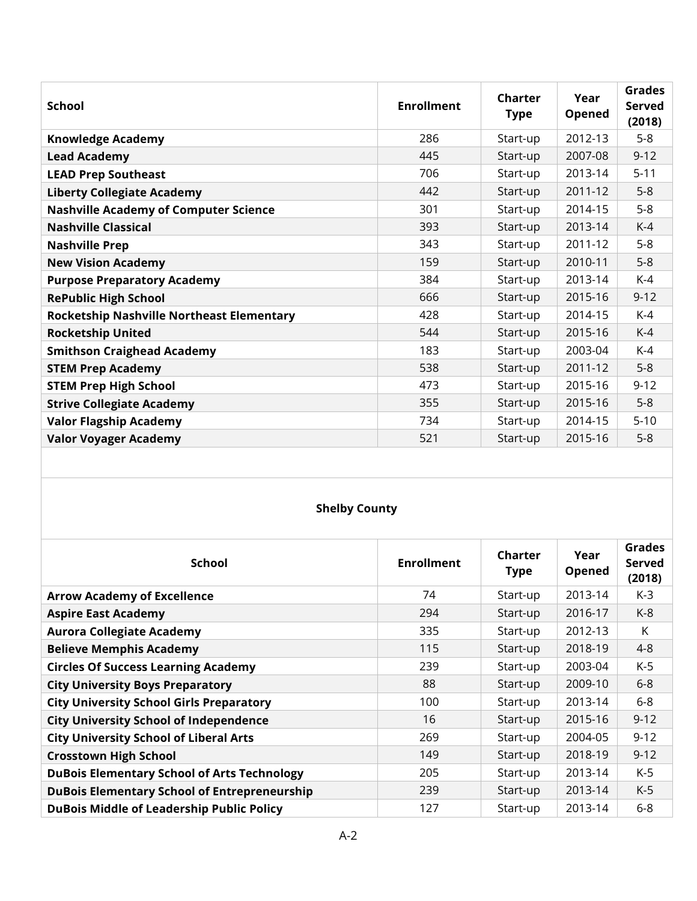| School | Enrollment | Charter Type | Year Opened | Grades Served (2018) |
|---|---|---|---|---|
| **Knowledge Academy** | 286 | Start-up | 2012-13 | 5-8 |
| **Lead Academy** | 445 | Start-up | 2007-08 | 9-12 |
| **LEAD Prep Southeast** | 706 | Start-up | 2013-14 | 5-11 |
| **Liberty Collegiate Academy** | 442 | Start-up | 2011-12 | 5-8 |
| **Nashville Academy of Computer Science** | 301 | Start-up | 2014-15 | 5-8 |
| **Nashville Classical** | 393 | Start-up | 2013-14 | K-4 |
| **Nashville Prep** | 343 | Start-up | 2011-12 | 5-8 |
| **New Vision Academy** | 159 | Start-up | 2010-11 | 5-8 |
| **Purpose Preparatory Academy** | 384 | Start-up | 2013-14 | K-4 |
| **RePublic High School** | 666 | Start-up | 2015-16 | 9-12 |
| **Rocketship Nashville Northeast Elementary** | 428 | Start-up | 2014-15 | K-4 |
| **Rocketship United** | 544 | Start-up | 2015-16 | K-4 |
| **Smithson Craighead Academy** | 183 | Start-up | 2003-04 | K-4 |
| **STEM Prep Academy** | 538 | Start-up | 2011-12 | 5-8 |
| **STEM Prep High School** | 473 | Start-up | 2015-16 | 9-12 |
| **Strive Collegiate Academy** | 355 | Start-up | 2015-16 | 5-8 |
| **Valor Flagship Academy** | 734 | Start-up | 2014-15 | 5-10 |
| **Valor Voyager Academy** | 521 | Start-up | 2015-16 | 5-8 |

**Shelby County**

| School | Enrollment | Charter Type | Year Opened | Grades Served (2018) |
|---|---|---|---|---|
| **Arrow Academy of Excellence** | 74 | Start-up | 2013-14 | K-3 |
| **Aspire East Academy** | 294 | Start-up | 2016-17 | K-8 |
| **Aurora Collegiate Academy** | 335 | Start-up | 2012-13 | K |
| **Believe Memphis Academy** | 115 | Start-up | 2018-19 | 4-8 |
| **Circles Of Success Learning Academy** | 239 | Start-up | 2003-04 | K-5 |
| **City University Boys Preparatory** | 88 | Start-up | 2009-10 | 6-8 |
| **City University School Girls Preparatory** | 100 | Start-up | 2013-14 | 6-8 |
| **City University School of Independence** | 16 | Start-up | 2015-16 | 9-12 |
| **City University School of Liberal Arts** | 269 | Start-up | 2004-05 | 9-12 |
| **Crosstown High School** | 149 | Start-up | 2018-19 | 9-12 |
| **DuBois Elementary School of Arts Technology** | 205 | Start-up | 2013-14 | K-5 |
| **DuBois Elementary School of Entrepreneurship** | 239 | Start-up | 2013-14 | K-5 |
| **DuBois Middle of Leadership Public Policy** | 127 | Start-up | 2013-14 | 6-8 |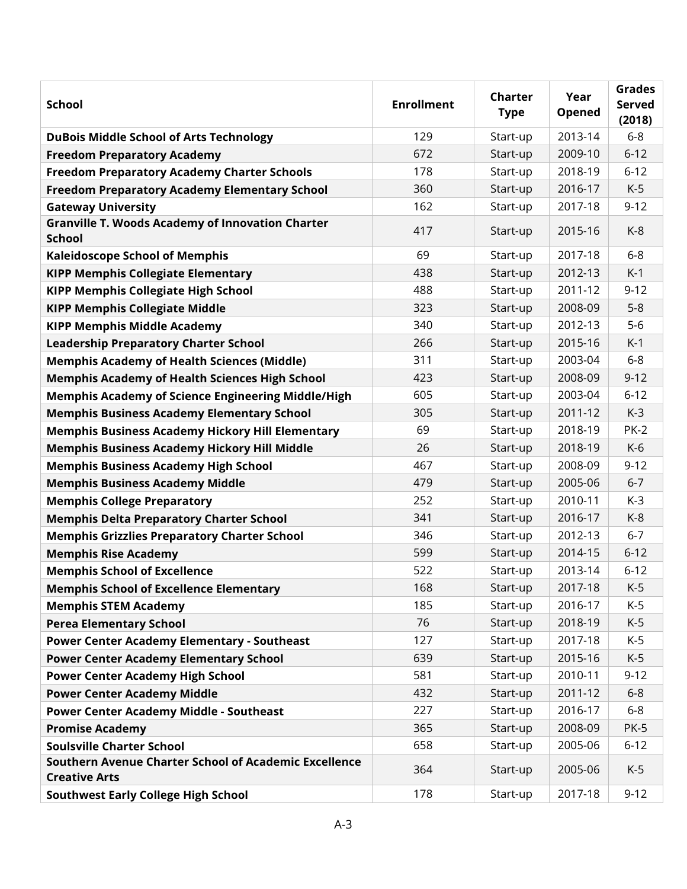| School | Enrollment | Charter Type | Year Opened | Grades Served (2018) |
|---|---|---|---|---|
| **DuBois Middle School of Arts Technology** | 129 | Start-up | 2013-14 | 6-8 |
| **Freedom Preparatory Academy** | 672 | Start-up | 2009-10 | 6-12 |
| **Freedom Preparatory Academy Charter Schools** | 178 | Start-up | 2018-19 | 6-12 |
| **Freedom Preparatory Academy Elementary School** | 360 | Start-up | 2016-17 | K-5 |
| **Gateway University** | 162 | Start-up | 2017-18 | 9-12 |
| **Granville T. Woods Academy of Innovation Charter School** | 417 | Start-up | 2015-16 | K-8 |
| **Kaleidoscope School of Memphis** | 69 | Start-up | 2017-18 | 6-8 |
| **KIPP Memphis Collegiate Elementary** | 438 | Start-up | 2012-13 | K-1 |
| **KIPP Memphis Collegiate High School** | 488 | Start-up | 2011-12 | 9-12 |
| **KIPP Memphis Collegiate Middle** | 323 | Start-up | 2008-09 | 5-8 |
| **KIPP Memphis Middle Academy** | 340 | Start-up | 2012-13 | 5-6 |
| **Leadership Preparatory Charter School** | 266 | Start-up | 2015-16 | K-1 |
| **Memphis Academy of Health Sciences (Middle)** | 311 | Start-up | 2003-04 | 6-8 |
| **Memphis Academy of Health Sciences High School** | 423 | Start-up | 2008-09 | 9-12 |
| **Memphis Academy of Science Engineering Middle/High** | 605 | Start-up | 2003-04 | 6-12 |
| **Memphis Business Academy Elementary School** | 305 | Start-up | 2011-12 | K-3 |
| **Memphis Business Academy Hickory Hill Elementary** | 69 | Start-up | 2018-19 | PK-2 |
| **Memphis Business Academy Hickory Hill Middle** | 26 | Start-up | 2018-19 | K-6 |
| **Memphis Business Academy High School** | 467 | Start-up | 2008-09 | 9-12 |
| **Memphis Business Academy Middle** | 479 | Start-up | 2005-06 | 6-7 |
| **Memphis College Preparatory** | 252 | Start-up | 2010-11 | K-3 |
| **Memphis Delta Preparatory Charter School** | 341 | Start-up | 2016-17 | K-8 |
| **Memphis Grizzlies Preparatory Charter School** | 346 | Start-up | 2012-13 | 6-7 |
| **Memphis Rise Academy** | 599 | Start-up | 2014-15 | 6-12 |
| **Memphis School of Excellence** | 522 | Start-up | 2013-14 | 6-12 |
| **Memphis School of Excellence Elementary** | 168 | Start-up | 2017-18 | K-5 |
| **Memphis STEM Academy** | 185 | Start-up | 2016-17 | K-5 |
| **Perea Elementary School** | 76 | Start-up | 2018-19 | K-5 |
| **Power Center Academy Elementary - Southeast** | 127 | Start-up | 2017-18 | K-5 |
| **Power Center Academy Elementary School** | 639 | Start-up | 2015-16 | K-5 |
| **Power Center Academy High School** | 581 | Start-up | 2010-11 | 9-12 |
| **Power Center Academy Middle** | 432 | Start-up | 2011-12 | 6-8 |
| **Power Center Academy Middle - Southeast** | 227 | Start-up | 2016-17 | 6-8 |
| **Promise Academy** | 365 | Start-up | 2008-09 | PK-5 |
| **Soulsville Charter School** | 658 | Start-up | 2005-06 | 6-12 |
| **Southern Avenue Charter School of Academic Excellence Creative Arts** | 364 | Start-up | 2005-06 | K-5 |
| **Southwest Early College High School** | 178 | Start-up | 2017-18 | 9-12 |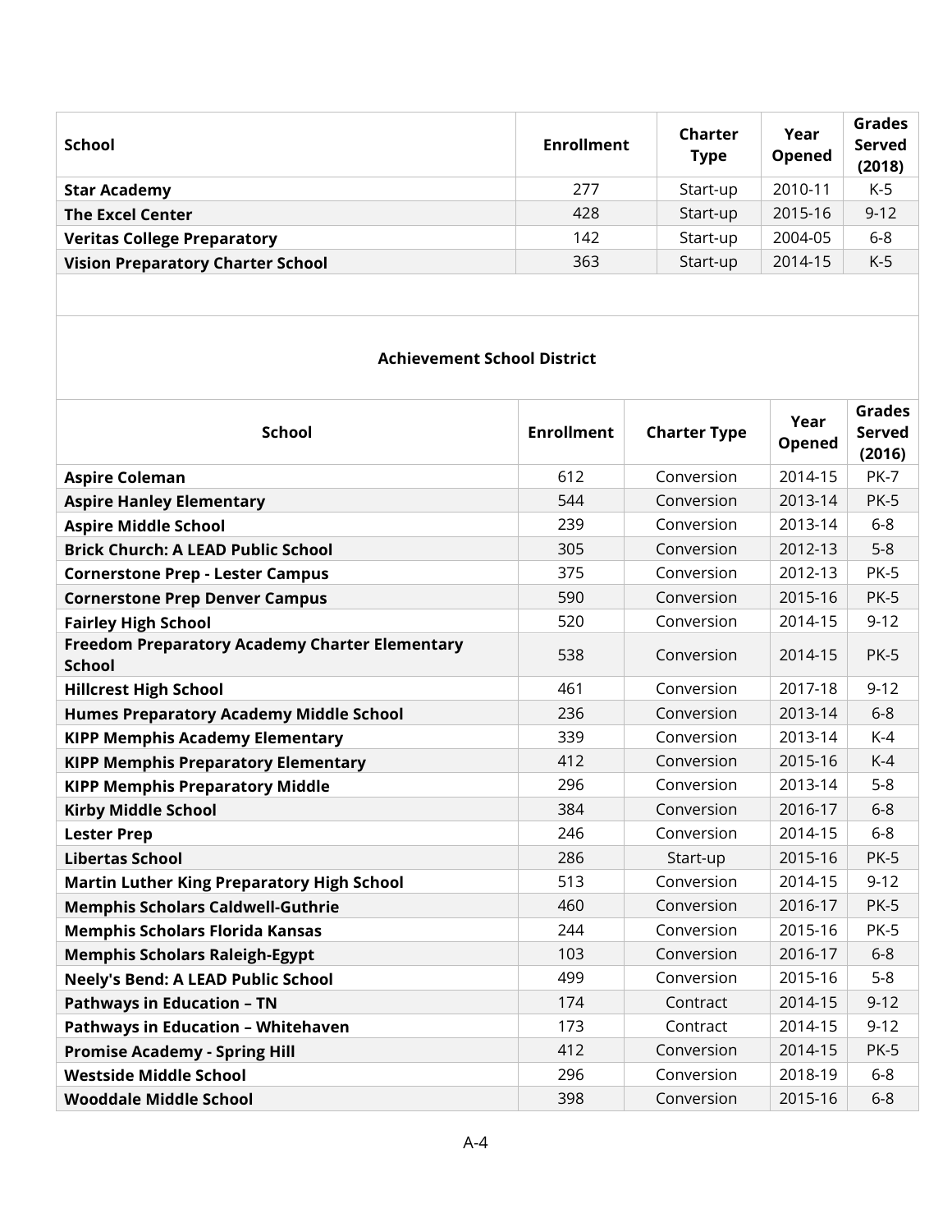| School | Enrollment | Charter Type | Year Opened | Grades Served (2018) |
|---|---|---|---|---|
| **Star Academy** | 277 | Start-up | 2010-11 | K-5 |
| **The Excel Center** | 428 | Start-up | 2015-16 | 9-12 |
| **Veritas College Preparatory** | 142 | Start-up | 2004-05 | 6-8 |
| **Vision Preparatory Charter School** | 363 | Start-up | 2014-15 | K-5 |

### Achievement School District

| School | Enrollment | Charter Type | Year Opened | Grades Served (2016) |
|---|---|---|---|---|
| **Aspire Coleman** | 612 | Conversion | 2014-15 | PK-7 |
| **Aspire Hanley Elementary** | 544 | Conversion | 2013-14 | PK-5 |
| **Aspire Middle School** | 239 | Conversion | 2013-14 | 6-8 |
| **Brick Church: A LEAD Public School** | 305 | Conversion | 2012-13 | 5-8 |
| **Cornerstone Prep - Lester Campus** | 375 | Conversion | 2012-13 | PK-5 |
| **Cornerstone Prep Denver Campus** | 590 | Conversion | 2015-16 | PK-5 |
| **Fairley High School** | 520 | Conversion | 2014-15 | 9-12 |
| **Freedom Preparatory Academy Charter Elementary School** | 538 | Conversion | 2014-15 | PK-5 |
| **Hillcrest High School** | 461 | Conversion | 2017-18 | 9-12 |
| **Humes Preparatory Academy Middle School** | 236 | Conversion | 2013-14 | 6-8 |
| **KIPP Memphis Academy Elementary** | 339 | Conversion | 2013-14 | K-4 |
| **KIPP Memphis Preparatory Elementary** | 412 | Conversion | 2015-16 | K-4 |
| **KIPP Memphis Preparatory Middle** | 296 | Conversion | 2013-14 | 5-8 |
| **Kirby Middle School** | 384 | Conversion | 2016-17 | 6-8 |
| **Lester Prep** | 246 | Conversion | 2014-15 | 6-8 |
| **Libertas School** | 286 | Start-up | 2015-16 | PK-5 |
| **Martin Luther King Preparatory High School** | 513 | Conversion | 2014-15 | 9-12 |
| **Memphis Scholars Caldwell-Guthrie** | 460 | Conversion | 2016-17 | PK-5 |
| **Memphis Scholars Florida Kansas** | 244 | Conversion | 2015-16 | PK-5 |
| **Memphis Scholars Raleigh-Egypt** | 103 | Conversion | 2016-17 | 6-8 |
| **Neely's Bend: A LEAD Public School** | 499 | Conversion | 2015-16 | 5-8 |
| **Pathways in Education – TN** | 174 | Contract | 2014-15 | 9-12 |
| **Pathways in Education – Whitehaven** | 173 | Contract | 2014-15 | 9-12 |
| **Promise Academy - Spring Hill** | 412 | Conversion | 2014-15 | PK-5 |
| **Westside Middle School** | 296 | Conversion | 2018-19 | 6-8 |
| **Wooddale Middle School** | 398 | Conversion | 2015-16 | 6-8 |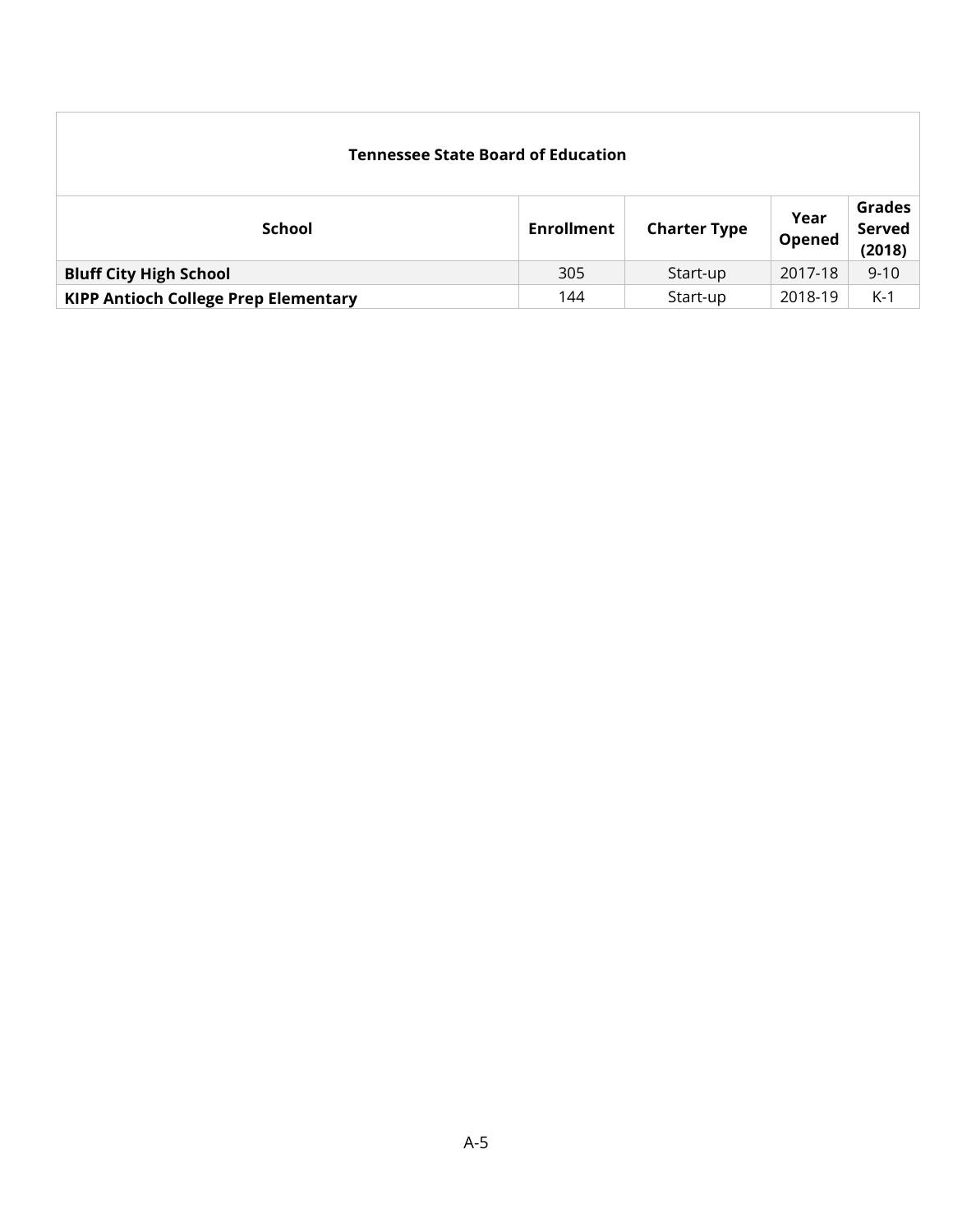| Tennessee State Board of Education | | | | |
|---|---|---|---|---|
| **School** | **Enrollment** | **Charter Type** | **Year Opened** | **Grades Served (2018)** |
| **Bluff City High School** | 305 | Start-up | 2017-18 | 9-10 |
| **KIPP Antioch College Prep Elementary** | 144 | Start-up | 2018-19 | K-1 |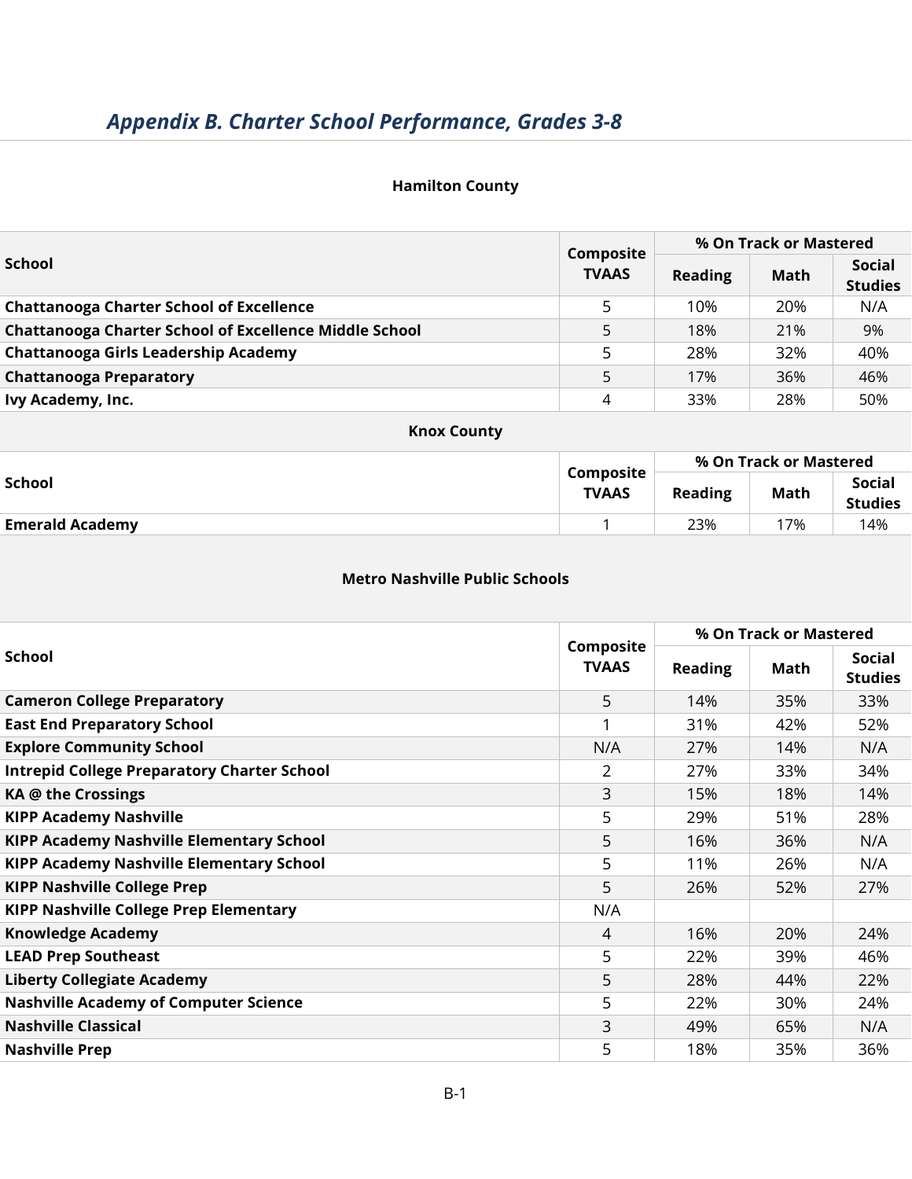## *Appendix B. Charter School Performance, Grades 3-8*

**Hamilton County**

| School | Composite TVAAS | % On Track or Mastered | | |
|---|---|---|---|---|
| | | Reading | Math | Social Studies |
| **Chattanooga Charter School of Excellence** | 5 | 10% | 20% | N/A |
| **Chattanooga Charter School of Excellence Middle School** | 5 | 18% | 21% | 9% |
| **Chattanooga Girls Leadership Academy** | 5 | 28% | 32% | 40% |
| **Chattanooga Preparatory** | 5 | 17% | 36% | 46% |
| **Ivy Academy, Inc.** | 4 | 33% | 28% | 50% |

**Knox County**

| School | Composite TVAAS | % On Track or Mastered | | |
|---|---|---|---|---|
| | | Reading | Math | Social Studies |
| **Emerald Academy** | 1 | 23% | 17% | 14% |

**Metro Nashville Public Schools**

| School | Composite TVAAS | % On Track or Mastered | | |
|---|---|---|---|---|
| | | Reading | Math | Social Studies |
| **Cameron College Preparatory** | 5 | 14% | 35% | 33% |
| **East End Preparatory School** | 1 | 31% | 42% | 52% |
| **Explore Community School** | N/A | 27% | 14% | N/A |
| **Intrepid College Preparatory Charter School** | 2 | 27% | 33% | 34% |
| **KA @ the Crossings** | 3 | 15% | 18% | 14% |
| **KIPP Academy Nashville** | 5 | 29% | 51% | 28% |
| **KIPP Academy Nashville Elementary School** | 5 | 16% | 36% | N/A |
| **KIPP Academy Nashville Elementary School** | 5 | 11% | 26% | N/A |
| **KIPP Nashville College Prep** | 5 | 26% | 52% | 27% |
| **KIPP Nashville College Prep Elementary** | N/A | | | |
| **Knowledge Academy** | 4 | 16% | 20% | 24% |
| **LEAD Prep Southeast** | 5 | 22% | 39% | 46% |
| **Liberty Collegiate Academy** | 5 | 28% | 44% | 22% |
| **Nashville Academy of Computer Science** | 5 | 22% | 30% | 24% |
| **Nashville Classical** | 3 | 49% | 65% | N/A |
| **Nashville Prep** | 5 | 18% | 35% | 36% |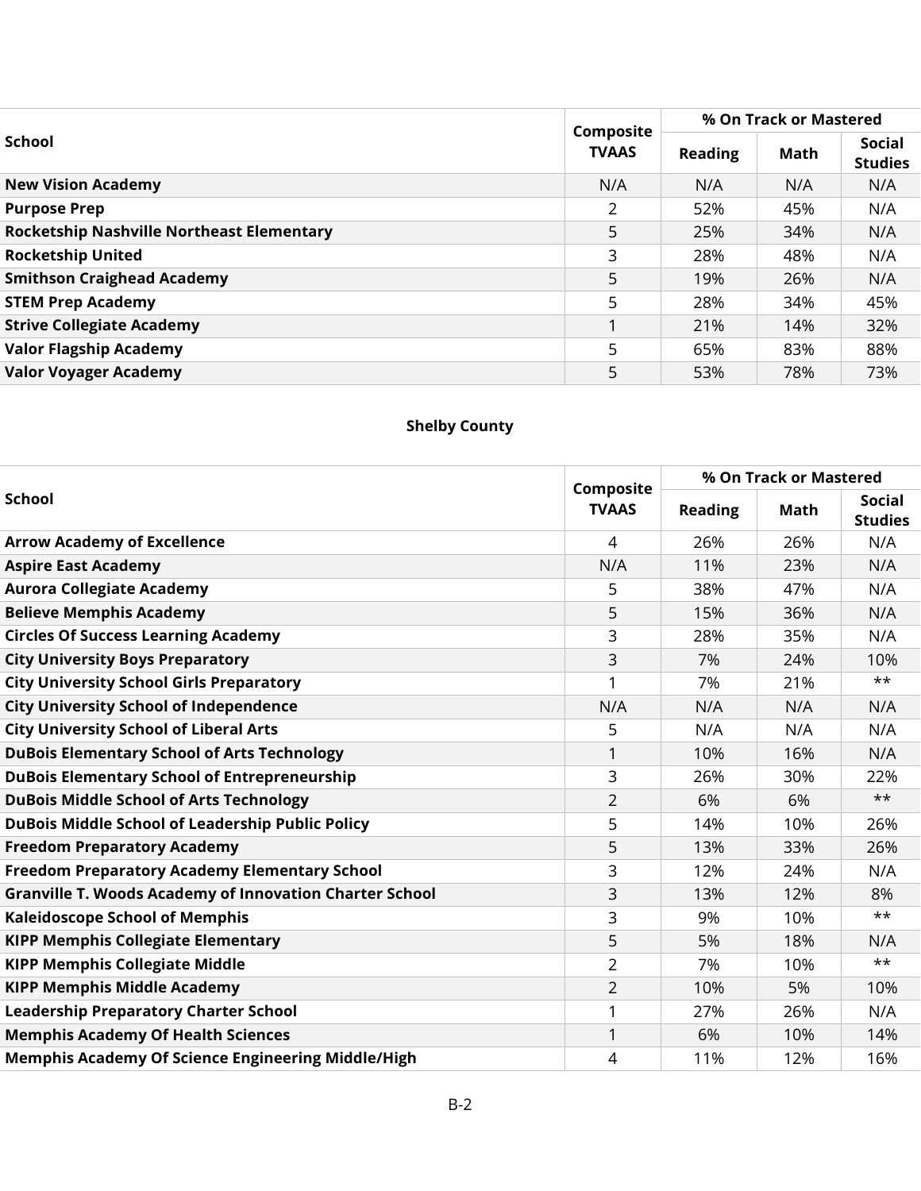| School | Composite TVAAS | % On Track or Mastered | | |
|---|---|---|---|---|
| | | Reading | Math | Social Studies |
| **New Vision Academy** | N/A | N/A | N/A | N/A |
| **Purpose Prep** | 2 | 52% | 45% | N/A |
| **Rocketship Nashville Northeast Elementary** | 5 | 25% | 34% | N/A |
| **Rocketship United** | 3 | 28% | 48% | N/A |
| **Smithson Craighead Academy** | 5 | 19% | 26% | N/A |
| **STEM Prep Academy** | 5 | 28% | 34% | 45% |
| **Strive Collegiate Academy** | 1 | 21% | 14% | 32% |
| **Valor Flagship Academy** | 5 | 65% | 83% | 88% |
| **Valor Voyager Academy** | 5 | 53% | 78% | 73% |

**Shelby County**

| School | Composite TVAAS | % On Track or Mastered | | |
|---|---|---|---|---|
| | | Reading | Math | Social Studies |
| **Arrow Academy of Excellence** | 4 | 26% | 26% | N/A |
| **Aspire East Academy** | N/A | 11% | 23% | N/A |
| **Aurora Collegiate Academy** | 5 | 38% | 47% | N/A |
| **Believe Memphis Academy** | 5 | 15% | 36% | N/A |
| **Circles Of Success Learning Academy** | 3 | 28% | 35% | N/A |
| **City University Boys Preparatory** | 3 | 7% | 24% | 10% |
| **City University School Girls Preparatory** | 1 | 7% | 21% | ** |
| **City University School of Independence** | N/A | N/A | N/A | N/A |
| **City University School of Liberal Arts** | 5 | N/A | N/A | N/A |
| **DuBois Elementary School of Arts Technology** | 1 | 10% | 16% | N/A |
| **DuBois Elementary School of Entrepreneurship** | 3 | 26% | 30% | 22% |
| **DuBois Middle School of Arts Technology** | 2 | 6% | 6% | ** |
| **DuBois Middle School of Leadership Public Policy** | 5 | 14% | 10% | 26% |
| **Freedom Preparatory Academy** | 5 | 13% | 33% | 26% |
| **Freedom Preparatory Academy Elementary School** | 3 | 12% | 24% | N/A |
| **Granville T. Woods Academy of Innovation Charter School** | 3 | 13% | 12% | 8% |
| **Kaleidoscope School of Memphis** | 3 | 9% | 10% | ** |
| **KIPP Memphis Collegiate Elementary** | 5 | 5% | 18% | N/A |
| **KIPP Memphis Collegiate Middle** | 2 | 7% | 10% | ** |
| **KIPP Memphis Middle Academy** | 2 | 10% | 5% | 10% |
| **Leadership Preparatory Charter School** | 1 | 27% | 26% | N/A |
| **Memphis Academy Of Health Sciences** | 1 | 6% | 10% | 14% |
| **Memphis Academy Of Science Engineering Middle/High** | 4 | 11% | 12% | 16% |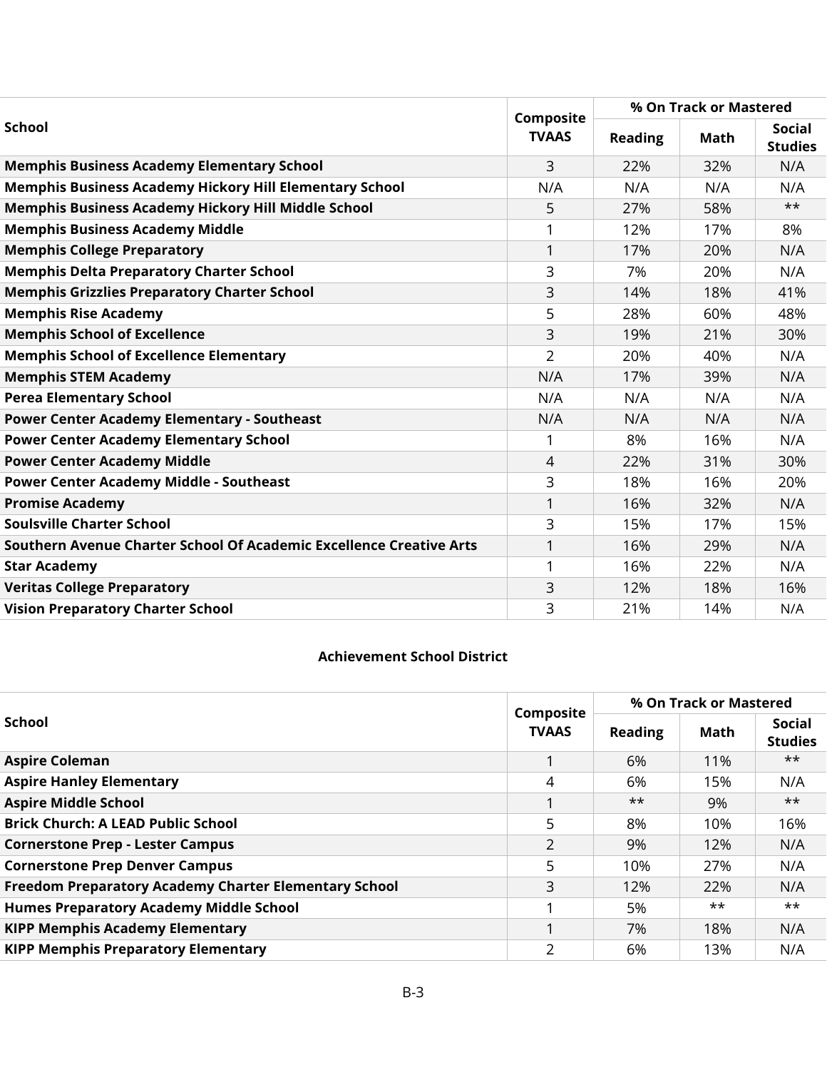| School | Composite TVAAS | % On Track or Mastered | | |
|---|---|---|---|---|
| | | Reading | Math | Social Studies |
| **Memphis Business Academy Elementary School** | 3 | 22% | 32% | N/A |
| **Memphis Business Academy Hickory Hill Elementary School** | N/A | N/A | N/A | N/A |
| **Memphis Business Academy Hickory Hill Middle School** | 5 | 27% | 58% | ** |
| **Memphis Business Academy Middle** | 1 | 12% | 17% | 8% |
| **Memphis College Preparatory** | 1 | 17% | 20% | N/A |
| **Memphis Delta Preparatory Charter School** | 3 | 7% | 20% | N/A |
| **Memphis Grizzlies Preparatory Charter School** | 3 | 14% | 18% | 41% |
| **Memphis Rise Academy** | 5 | 28% | 60% | 48% |
| **Memphis School of Excellence** | 3 | 19% | 21% | 30% |
| **Memphis School of Excellence Elementary** | 2 | 20% | 40% | N/A |
| **Memphis STEM Academy** | N/A | 17% | 39% | N/A |
| **Perea Elementary School** | N/A | N/A | N/A | N/A |
| **Power Center Academy Elementary - Southeast** | N/A | N/A | N/A | N/A |
| **Power Center Academy Elementary School** | 1 | 8% | 16% | N/A |
| **Power Center Academy Middle** | 4 | 22% | 31% | 30% |
| **Power Center Academy Middle - Southeast** | 3 | 18% | 16% | 20% |
| **Promise Academy** | 1 | 16% | 32% | N/A |
| **Soulsville Charter School** | 3 | 15% | 17% | 15% |
| **Southern Avenue Charter School Of Academic Excellence Creative Arts** | 1 | 16% | 29% | N/A |
| **Star Academy** | 1 | 16% | 22% | N/A |
| **Veritas College Preparatory** | 3 | 12% | 18% | 16% |
| **Vision Preparatory Charter School** | 3 | 21% | 14% | N/A |

### Achievement School District

| School | Composite TVAAS | % On Track or Mastered | | |
|---|---|---|---|---|
| | | Reading | Math | Social Studies |
| **Aspire Coleman** | 1 | 6% | 11% | ** |
| **Aspire Hanley Elementary** | 4 | 6% | 15% | N/A |
| **Aspire Middle School** | 1 | ** | 9% | ** |
| **Brick Church: A LEAD Public School** | 5 | 8% | 10% | 16% |
| **Cornerstone Prep - Lester Campus** | 2 | 9% | 12% | N/A |
| **Cornerstone Prep Denver Campus** | 5 | 10% | 27% | N/A |
| **Freedom Preparatory Academy Charter Elementary School** | 3 | 12% | 22% | N/A |
| **Humes Preparatory Academy Middle School** | 1 | 5% | ** | ** |
| **KIPP Memphis Academy Elementary** | 1 | 7% | 18% | N/A |
| **KIPP Memphis Preparatory Elementary** | 2 | 6% | 13% | N/A |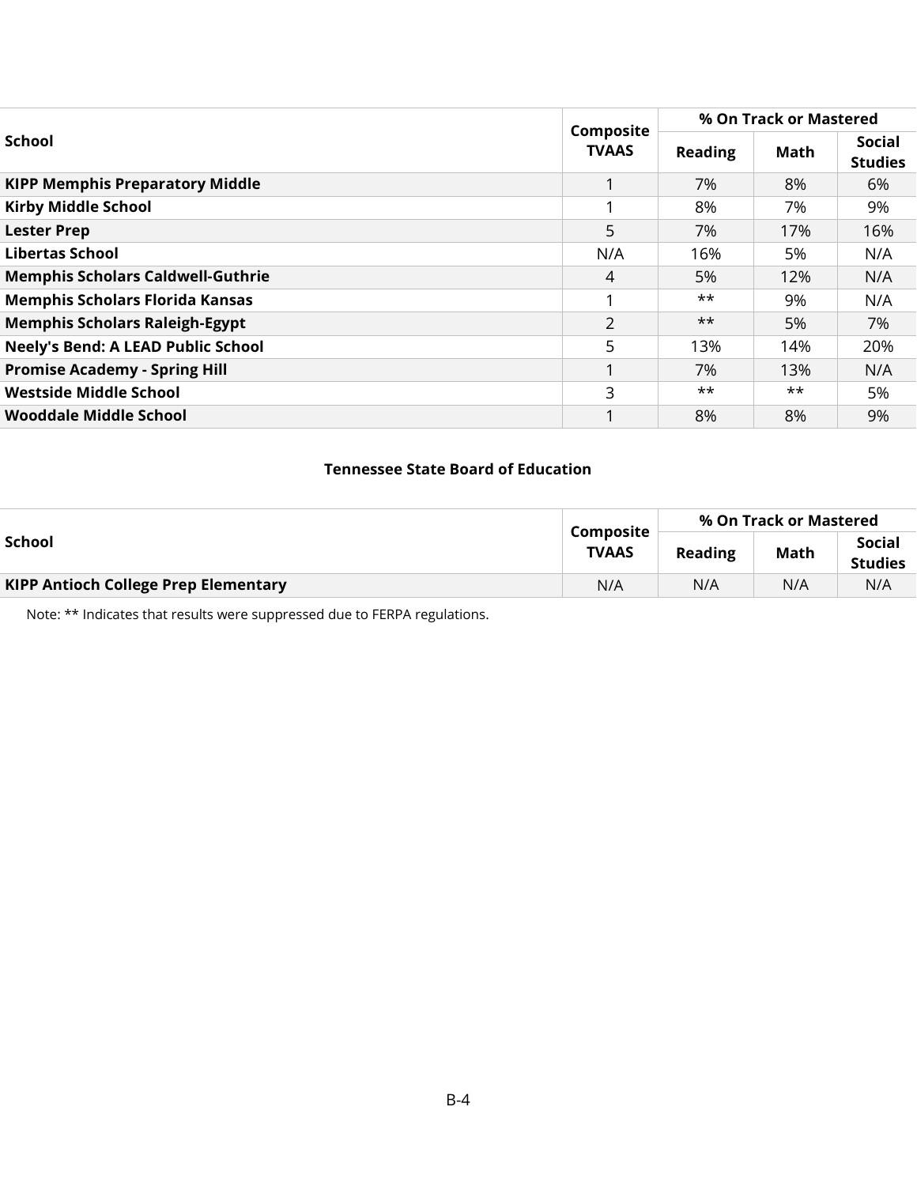| School | Composite TVAAS | % On Track or Mastered | | |
|---|---|---|---|---|
| | | Reading | Math | Social Studies |
| **KIPP Memphis Preparatory Middle** | 1 | 7% | 8% | 6% |
| **Kirby Middle School** | 1 | 8% | 7% | 9% |
| **Lester Prep** | 5 | 7% | 17% | 16% |
| **Libertas School** | N/A | 16% | 5% | N/A |
| **Memphis Scholars Caldwell-Guthrie** | 4 | 5% | 12% | N/A |
| **Memphis Scholars Florida Kansas** | 1 | ** | 9% | N/A |
| **Memphis Scholars Raleigh-Egypt** | 2 | ** | 5% | 7% |
| **Neely's Bend: A LEAD Public School** | 5 | 13% | 14% | 20% |
| **Promise Academy - Spring Hill** | 1 | 7% | 13% | N/A |
| **Westside Middle School** | 3 | ** | ** | 5% |
| **Wooddale Middle School** | 1 | 8% | 8% | 9% |

**Tennessee State Board of Education**

| School | Composite TVAAS | % On Track or Mastered | | |
|---|---|---|---|---|
| | | Reading | Math | Social Studies |
| **KIPP Antioch College Prep Elementary** | N/A | N/A | N/A | N/A |

Note: ** Indicates that results were suppressed due to FERPA regulations.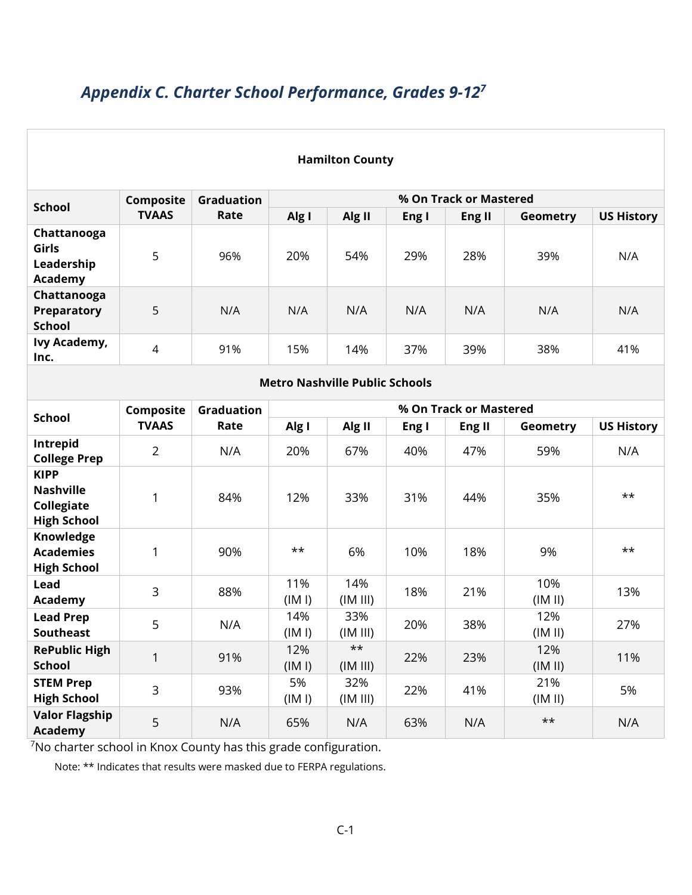## *Appendix C. Charter School Performance, Grades 9-12*[7]

| Hamilton County | | | | | | | | |
|---|---|---|---|---|---|---|---|---|
| **School** | **Composite TVAAS** | **Graduation Rate** | **% On Track or Mastered** | | | | | |
| | | | **Alg I** | **Alg II** | **Eng I** | **Eng II** | **Geometry** | **US History** |
| **Chattanooga Girls Leadership Academy** | 5 | 96% | 20% | 54% | 29% | 28% | 39% | N/A |
| **Chattanooga Preparatory School** | 5 | N/A | N/A | N/A | N/A | N/A | N/A | N/A |
| **Ivy Academy, Inc.** | 4 | 91% | 15% | 14% | 37% | 39% | 38% | 41% |

| Metro Nashville Public Schools | | | | | | | | |
|---|---|---|---|---|---|---|---|---|
| **School** | **Composite TVAAS** | **Graduation Rate** | **% On Track or Mastered** | | | | | |
| | | | **Alg I** | **Alg II** | **Eng I** | **Eng II** | **Geometry** | **US History** |
| **Intrepid College Prep** | 2 | N/A | 20% | 67% | 40% | 47% | 59% | N/A |
| **KIPP Nashville Collegiate High School** | 1 | 84% | 12% | 33% | 31% | 44% | 35% | ** |
| **Knowledge Academies High School** | 1 | 90% | ** | 6% | 10% | 18% | 9% | ** |
| **Lead Academy** | 3 | 88% | 11% (IM I) | 14% (IM III) | 18% | 21% | 10% (IM II) | 13% |
| **Lead Prep Southeast** | 5 | N/A | 14% (IM I) | 33% (IM III) | 20% | 38% | 12% (IM II) | 27% |
| **RePublic High School** | 1 | 91% | 12% (IM I) | ** (IM III) | 22% | 23% | 12% (IM II) | 11% |
| **STEM Prep High School** | 3 | 93% | 5% (IM I) | 32% (IM III) | 22% | 41% | 21% (IM II) | 5% |
| **Valor Flagship Academy** | 5 | N/A | 65% | N/A | 63% | N/A | ** | N/A |

[7]No charter school in Knox County has this grade configuration.

Note: ** Indicates that results were masked due to FERPA regulations.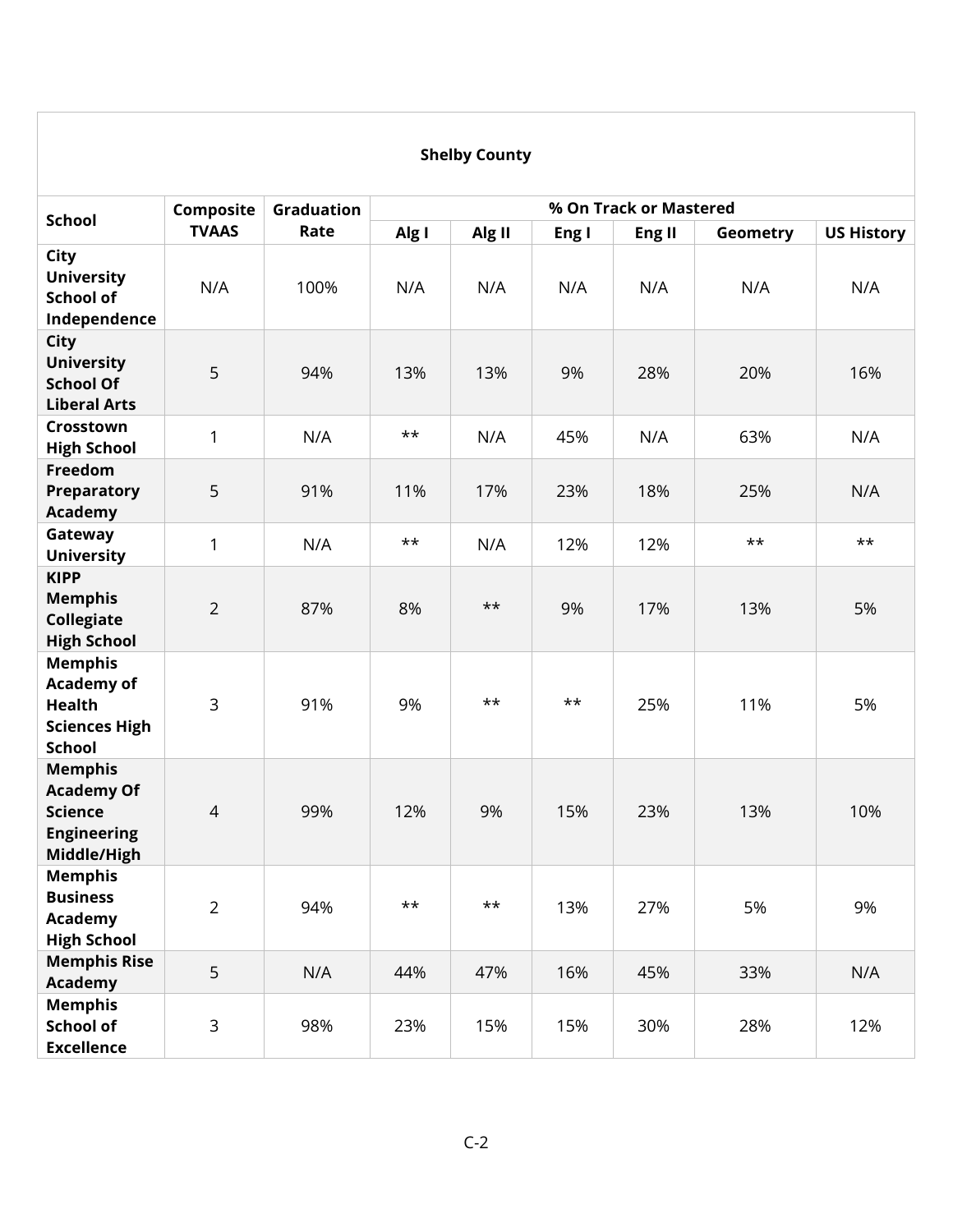**Shelby County**

| School | Composite TVAAS | Graduation Rate | % On Track or Mastered | | | | | |
|---|---|---|---|---|---|---|---|---|
| | | | Alg I | Alg II | Eng I | Eng II | Geometry | US History |
| **City University School of Independence** | N/A | 100% | N/A | N/A | N/A | N/A | N/A | N/A |
| **City University School Of Liberal Arts** | 5 | 94% | 13% | 13% | 9% | 28% | 20% | 16% |
| **Crosstown High School** | 1 | N/A | ** | N/A | 45% | N/A | 63% | N/A |
| **Freedom Preparatory Academy** | 5 | 91% | 11% | 17% | 23% | 18% | 25% | N/A |
| **Gateway University** | 1 | N/A | ** | N/A | 12% | 12% | ** | ** |
| **KIPP Memphis Collegiate High School** | 2 | 87% | 8% | ** | 9% | 17% | 13% | 5% |
| **Memphis Academy of Health Sciences High School** | 3 | 91% | 9% | ** | ** | 25% | 11% | 5% |
| **Memphis Academy Of Science Engineering Middle/High** | 4 | 99% | 12% | 9% | 15% | 23% | 13% | 10% |
| **Memphis Business Academy High School** | 2 | 94% | ** | ** | 13% | 27% | 5% | 9% |
| **Memphis Rise Academy** | 5 | N/A | 44% | 47% | 16% | 45% | 33% | N/A |
| **Memphis School of Excellence** | 3 | 98% | 23% | 15% | 15% | 30% | 28% | 12% |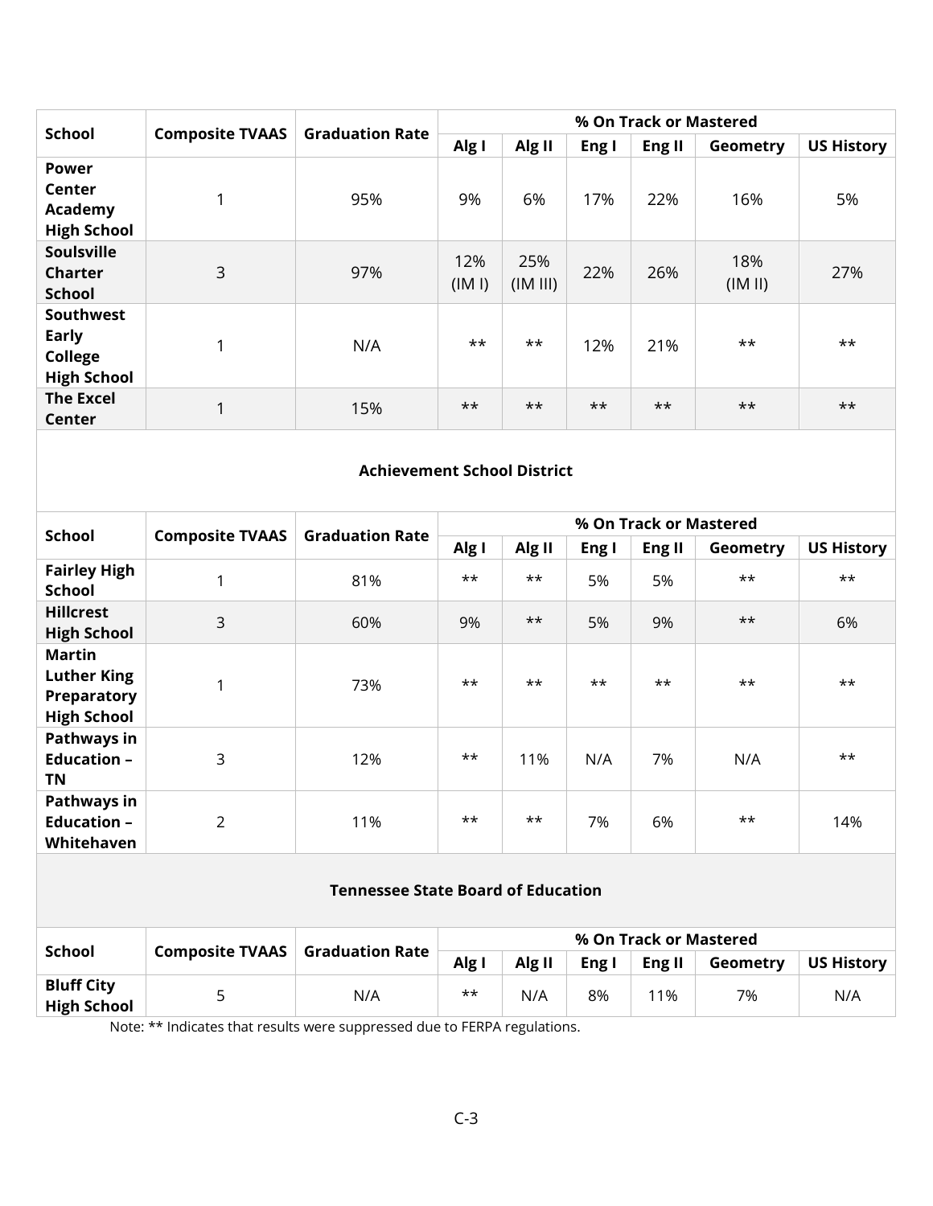| School | Composite TVAAS | Graduation Rate | % On Track or Mastered | | | | | |
|---|---|---|---|---|---|---|---|---|
| | | | Alg I | Alg II | Eng I | Eng II | Geometry | US History |
| **Power Center Academy High School** | 1 | 95% | 9% | 6% | 17% | 22% | 16% | 5% |
| **Soulsville Charter School** | 3 | 97% | 12% (IM I) | 25% (IM III) | 22% | 26% | 18% (IM II) | 27% |
| **Southwest Early College High School** | 1 | N/A | ** | ** | 12% | 21% | ** | ** |
| **The Excel Center** | 1 | 15% | ** | ** | ** | ** | ** | ** |

**Achievement School District**

| School | Composite TVAAS | Graduation Rate | % On Track or Mastered | | | | | |
|---|---|---|---|---|---|---|---|---|
| | | | Alg I | Alg II | Eng I | Eng II | Geometry | US History |
| **Fairley High School** | 1 | 81% | ** | ** | 5% | 5% | ** | ** |
| **Hillcrest High School** | 3 | 60% | 9% | ** | 5% | 9% | ** | 6% |
| **Martin Luther King Preparatory High School** | 1 | 73% | ** | ** | ** | ** | ** | ** |
| **Pathways in Education – TN** | 3 | 12% | ** | 11% | N/A | 7% | N/A | ** |
| **Pathways in Education – Whitehaven** | 2 | 11% | ** | ** | 7% | 6% | ** | 14% |

**Tennessee State Board of Education**

| School | Composite TVAAS | Graduation Rate | % On Track or Mastered | | | | | |
|---|---|---|---|---|---|---|---|---|
| | | | Alg I | Alg II | Eng I | Eng II | Geometry | US History |
| **Bluff City High School** | 5 | N/A | ** | N/A | 8% | 11% | 7% | N/A |

Note: ** Indicates that results were suppressed due to FERPA regulations.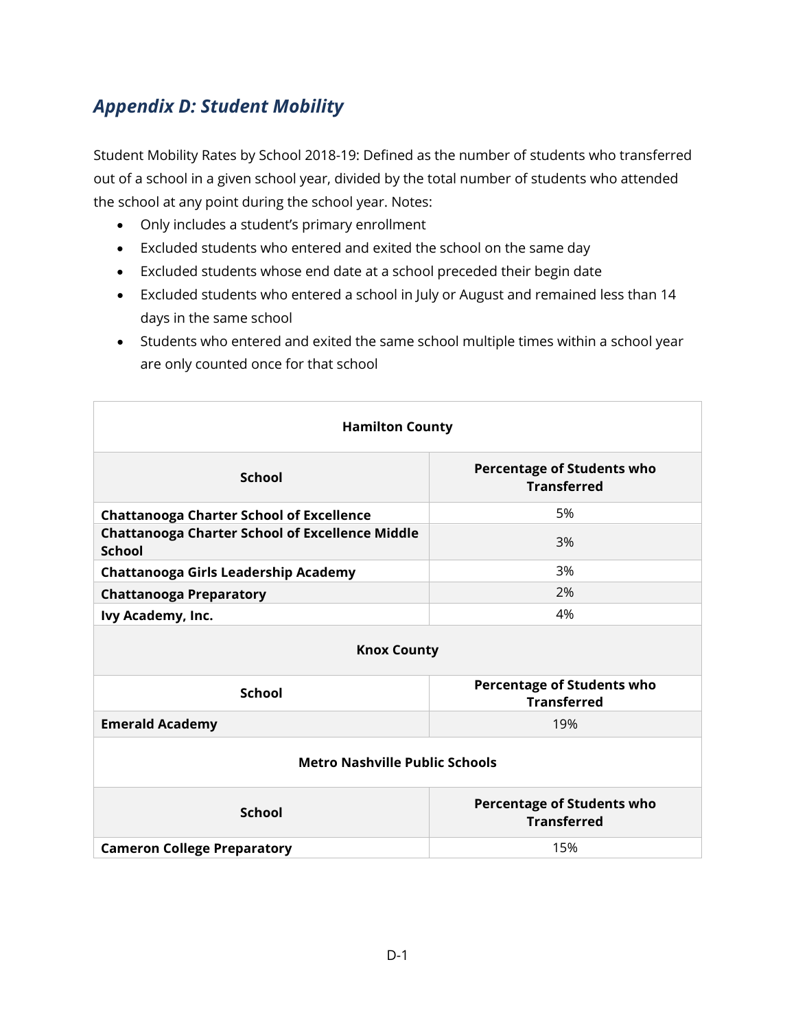## *Appendix D: Student Mobility*

Student Mobility Rates by School 2018-19: Defined as the number of students who transferred out of a school in a given school year, divided by the total number of students who attended the school at any point during the school year. Notes:

- Only includes a student's primary enrollment
- Excluded students who entered and exited the school on the same day
- Excluded students whose end date at a school preceded their begin date
- Excluded students who entered a school in July or August and remained less than 14 days in the same school
- Students who entered and exited the same school multiple times within a school year are only counted once for that school

| **Hamilton County** | |
|---|---|
| **School** | **Percentage of Students who Transferred** |
| **Chattanooga Charter School of Excellence** | 5% |
| **Chattanooga Charter School of Excellence Middle School** | 3% |
| **Chattanooga Girls Leadership Academy** | 3% |
| **Chattanooga Preparatory** | 2% |
| **Ivy Academy, Inc.** | 4% |
| **Knox County** | |
| **School** | **Percentage of Students who Transferred** |
| **Emerald Academy** | 19% |
| **Metro Nashville Public Schools** | |
| **School** | **Percentage of Students who Transferred** |
| **Cameron College Preparatory** | 15% |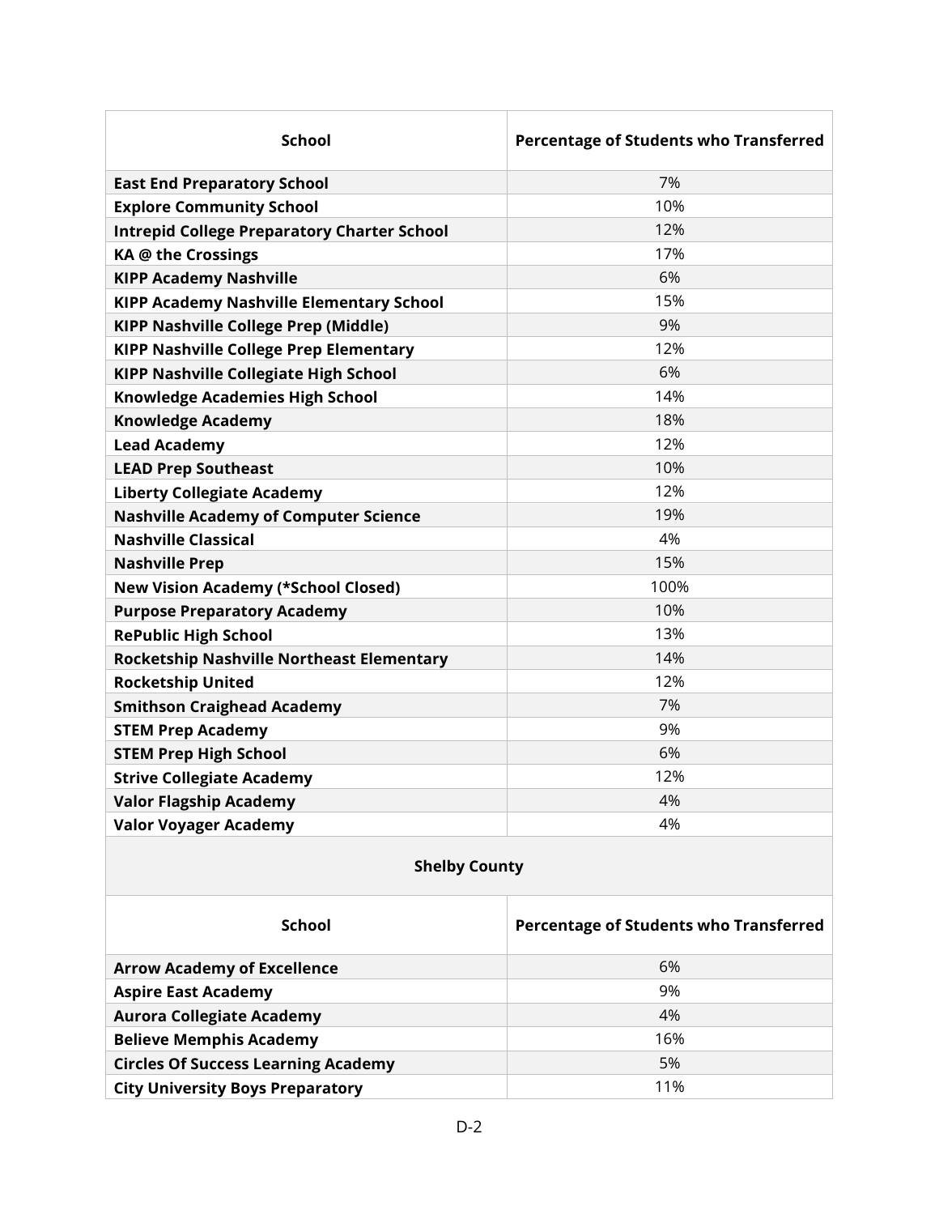| School | Percentage of Students who Transferred |
|---|---|
| **East End Preparatory School** | 7% |
| **Explore Community School** | 10% |
| **Intrepid College Preparatory Charter School** | 12% |
| **KA @ the Crossings** | 17% |
| **KIPP Academy Nashville** | 6% |
| **KIPP Academy Nashville Elementary School** | 15% |
| **KIPP Nashville College Prep (Middle)** | 9% |
| **KIPP Nashville College Prep Elementary** | 12% |
| **KIPP Nashville Collegiate High School** | 6% |
| **Knowledge Academies High School** | 14% |
| **Knowledge Academy** | 18% |
| **Lead Academy** | 12% |
| **LEAD Prep Southeast** | 10% |
| **Liberty Collegiate Academy** | 12% |
| **Nashville Academy of Computer Science** | 19% |
| **Nashville Classical** | 4% |
| **Nashville Prep** | 15% |
| **New Vision Academy (*School Closed)** | 100% |
| **Purpose Preparatory Academy** | 10% |
| **RePublic High School** | 13% |
| **Rocketship Nashville Northeast Elementary** | 14% |
| **Rocketship United** | 12% |
| **Smithson Craighead Academy** | 7% |
| **STEM Prep Academy** | 9% |
| **STEM Prep High School** | 6% |
| **Strive Collegiate Academy** | 12% |
| **Valor Flagship Academy** | 4% |
| **Valor Voyager Academy** | 4% |

**Shelby County**

| School | Percentage of Students who Transferred |
|---|---|
| **Arrow Academy of Excellence** | 6% |
| **Aspire East Academy** | 9% |
| **Aurora Collegiate Academy** | 4% |
| **Believe Memphis Academy** | 16% |
| **Circles Of Success Learning Academy** | 5% |
| **City University Boys Preparatory** | 11% |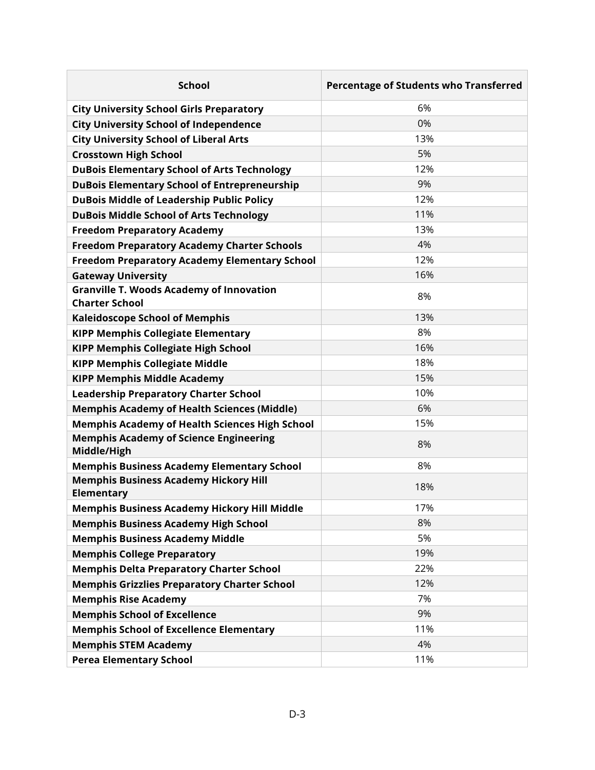| School | Percentage of Students who Transferred |
|---|---|
| **City University School Girls Preparatory** | 6% |
| **City University School of Independence** | 0% |
| **City University School of Liberal Arts** | 13% |
| **Crosstown High School** | 5% |
| **DuBois Elementary School of Arts Technology** | 12% |
| **DuBois Elementary School of Entrepreneurship** | 9% |
| **DuBois Middle of Leadership Public Policy** | 12% |
| **DuBois Middle School of Arts Technology** | 11% |
| **Freedom Preparatory Academy** | 13% |
| **Freedom Preparatory Academy Charter Schools** | 4% |
| **Freedom Preparatory Academy Elementary School** | 12% |
| **Gateway University** | 16% |
| **Granville T. Woods Academy of Innovation Charter School** | 8% |
| **Kaleidoscope School of Memphis** | 13% |
| **KIPP Memphis Collegiate Elementary** | 8% |
| **KIPP Memphis Collegiate High School** | 16% |
| **KIPP Memphis Collegiate Middle** | 18% |
| **KIPP Memphis Middle Academy** | 15% |
| **Leadership Preparatory Charter School** | 10% |
| **Memphis Academy of Health Sciences (Middle)** | 6% |
| **Memphis Academy of Health Sciences High School** | 15% |
| **Memphis Academy of Science Engineering Middle/High** | 8% |
| **Memphis Business Academy Elementary School** | 8% |
| **Memphis Business Academy Hickory Hill Elementary** | 18% |
| **Memphis Business Academy Hickory Hill Middle** | 17% |
| **Memphis Business Academy High School** | 8% |
| **Memphis Business Academy Middle** | 5% |
| **Memphis College Preparatory** | 19% |
| **Memphis Delta Preparatory Charter School** | 22% |
| **Memphis Grizzlies Preparatory Charter School** | 12% |
| **Memphis Rise Academy** | 7% |
| **Memphis School of Excellence** | 9% |
| **Memphis School of Excellence Elementary** | 11% |
| **Memphis STEM Academy** | 4% |
| **Perea Elementary School** | 11% |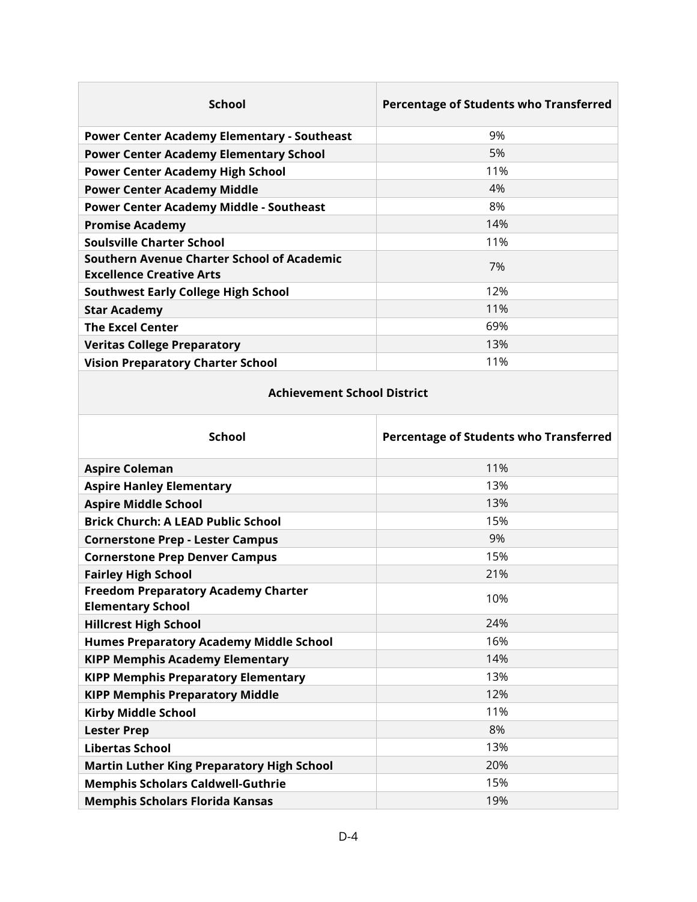| School | Percentage of Students who Transferred |
|---|---|
| **Power Center Academy Elementary - Southeast** | 9% |
| **Power Center Academy Elementary School** | 5% |
| **Power Center Academy High School** | 11% |
| **Power Center Academy Middle** | 4% |
| **Power Center Academy Middle - Southeast** | 8% |
| **Promise Academy** | 14% |
| **Soulsville Charter School** | 11% |
| **Southern Avenue Charter School of Academic Excellence Creative Arts** | 7% |
| **Southwest Early College High School** | 12% |
| **Star Academy** | 11% |
| **The Excel Center** | 69% |
| **Veritas College Preparatory** | 13% |
| **Vision Preparatory Charter School** | 11% |

**Achievement School District**

| School | Percentage of Students who Transferred |
|---|---|
| **Aspire Coleman** | 11% |
| **Aspire Hanley Elementary** | 13% |
| **Aspire Middle School** | 13% |
| **Brick Church: A LEAD Public School** | 15% |
| **Cornerstone Prep - Lester Campus** | 9% |
| **Cornerstone Prep Denver Campus** | 15% |
| **Fairley High School** | 21% |
| **Freedom Preparatory Academy Charter Elementary School** | 10% |
| **Hillcrest High School** | 24% |
| **Humes Preparatory Academy Middle School** | 16% |
| **KIPP Memphis Academy Elementary** | 14% |
| **KIPP Memphis Preparatory Elementary** | 13% |
| **KIPP Memphis Preparatory Middle** | 12% |
| **Kirby Middle School** | 11% |
| **Lester Prep** | 8% |
| **Libertas School** | 13% |
| **Martin Luther King Preparatory High School** | 20% |
| **Memphis Scholars Caldwell-Guthrie** | 15% |
| **Memphis Scholars Florida Kansas** | 19% |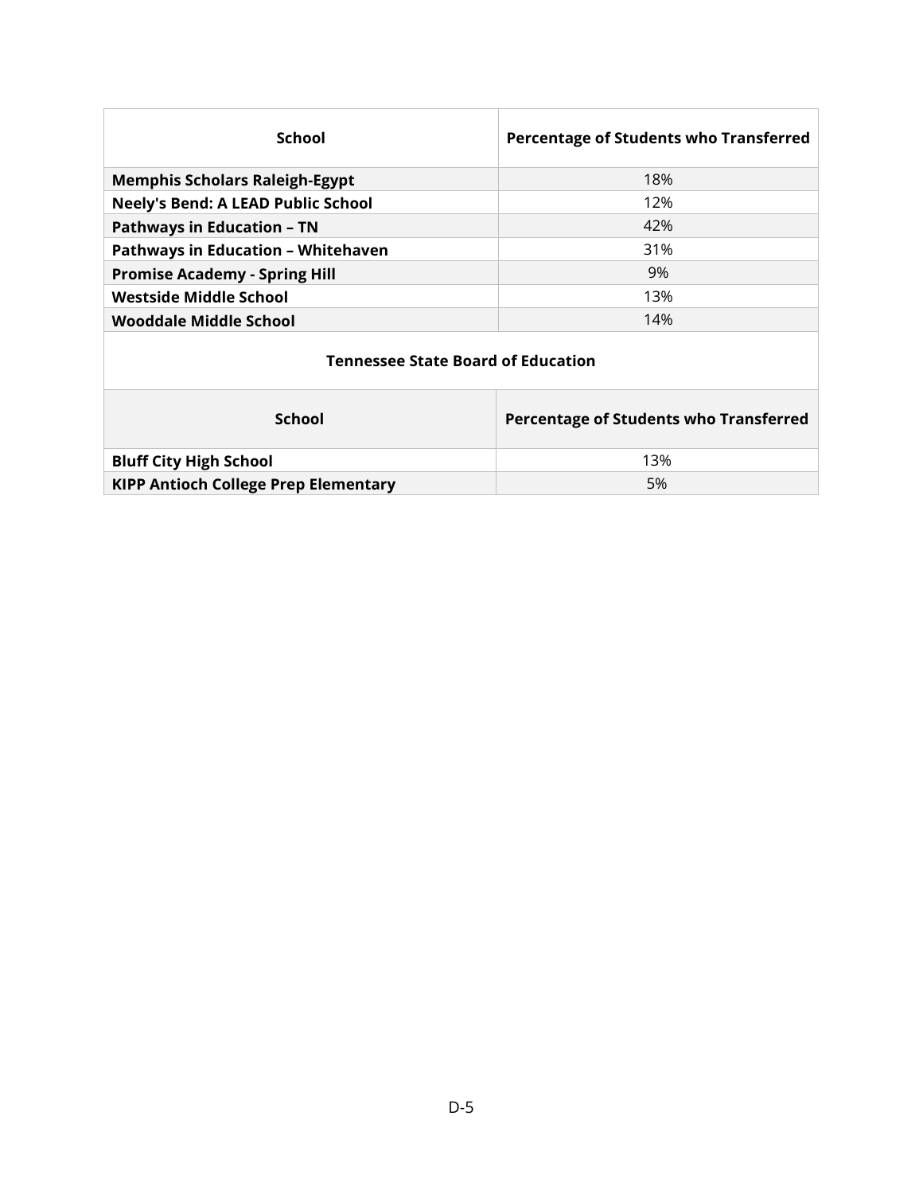| School | Percentage of Students who Transferred |
|---|---|
| **Memphis Scholars Raleigh-Egypt** | 18% |
| **Neely's Bend: A LEAD Public School** | 12% |
| **Pathways in Education – TN** | 42% |
| **Pathways in Education – Whitehaven** | 31% |
| **Promise Academy - Spring Hill** | 9% |
| **Westside Middle School** | 13% |
| **Wooddale Middle School** | 14% |

**Tennessee State Board of Education**

| School | Percentage of Students who Transferred |
|---|---|
| **Bluff City High School** | 13% |
| **KIPP Antioch College Prep Elementary** | 5% |